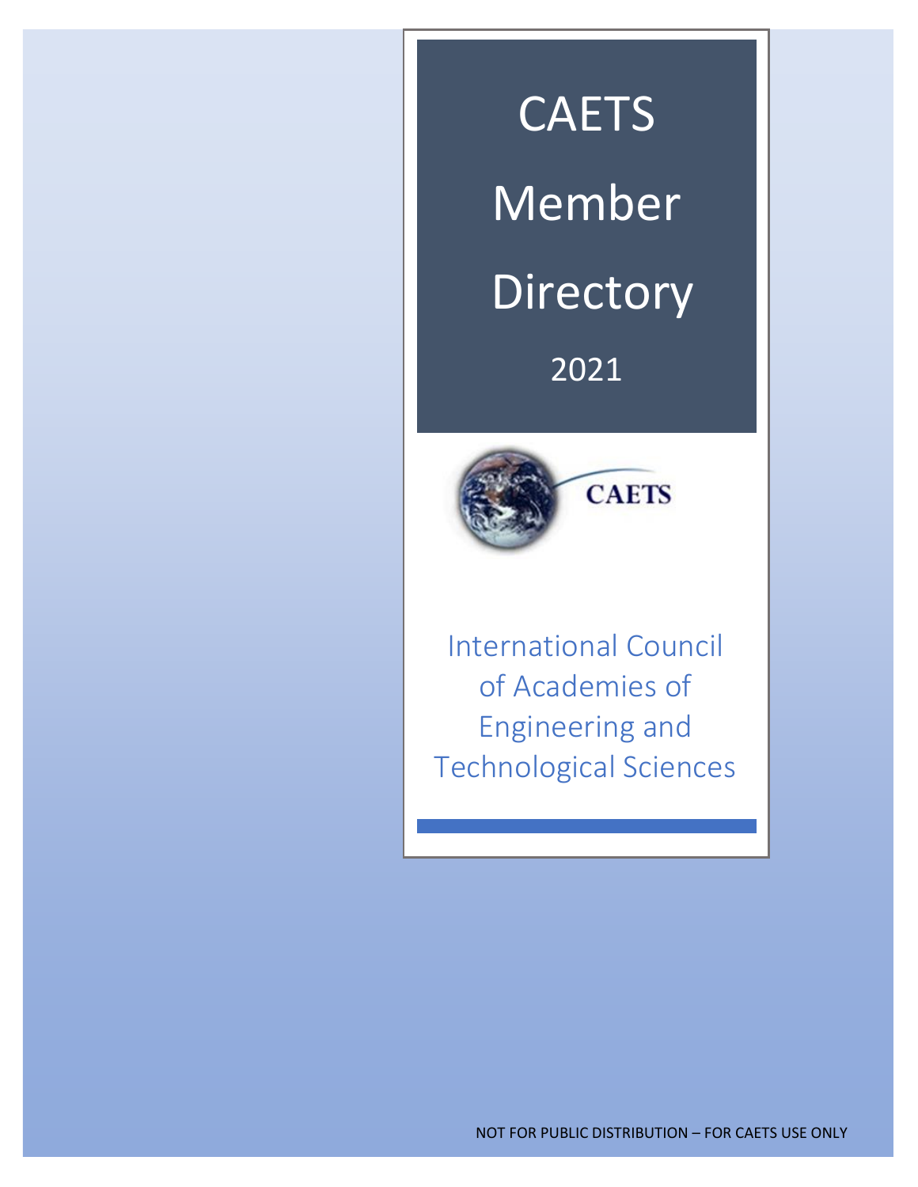# CAETS Member Directory

2021

CAETS

International Council of Academies of Engineering and Technological Sciences

NOT FOR PUBLIC DISTRIBUTION – FOR CAETS USE ONLY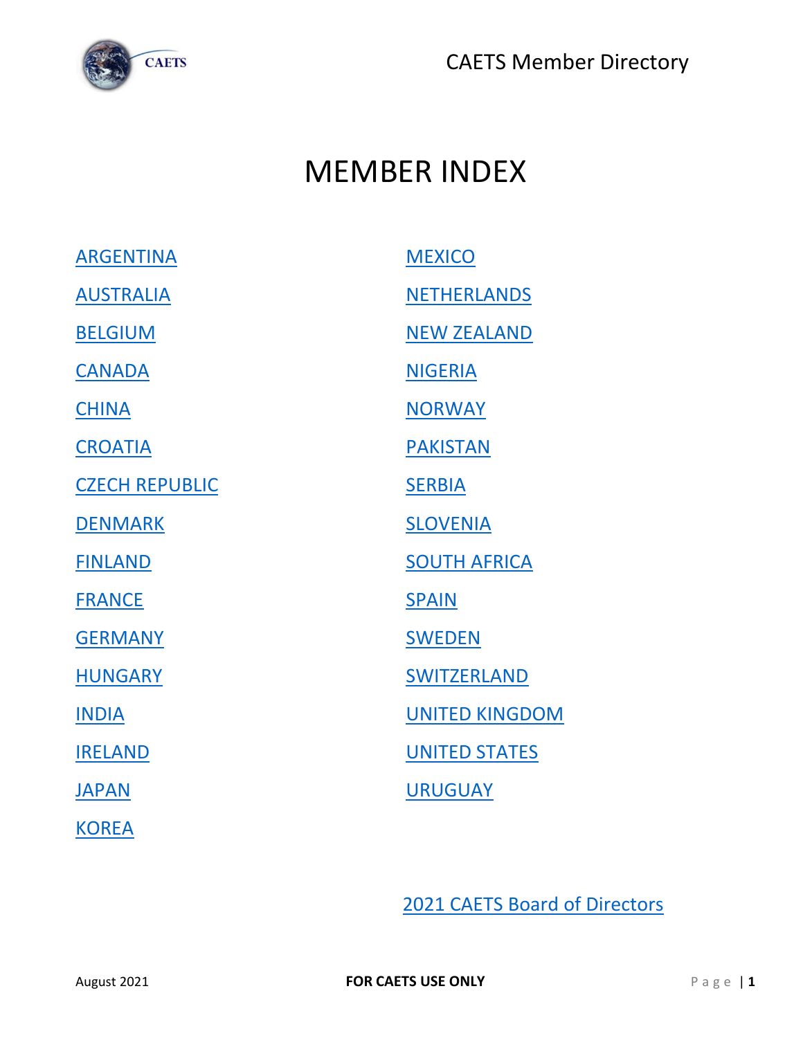# MEMBER INDEX

- ARGENTINA
- AUSTRALIA
- BELGIUM
- CANADA
- CHINA
- CROATIA
- CZECH REPUBLIC
- DENMARK
- FINLAND
- FRANCE
- GERMANY
- HUNGARY
- INDIA
- IRELAND
- JAPAN
- KOREA
- MEXICO
- NETHERLANDS
- NEW ZEALAND
- NIGERIA
- NORWAY
- PAKISTAN
- SERBIA
- SLOVENIA
- SOUTH AFRICA
- SPAIN
- SWEDEN
- SWITZERLAND
- UNITED KINGDOM
- UNITED STATES
- URUGUAY

2021 CAETS Board of Directors

August 2021

**FOR CAETS USE ONLY**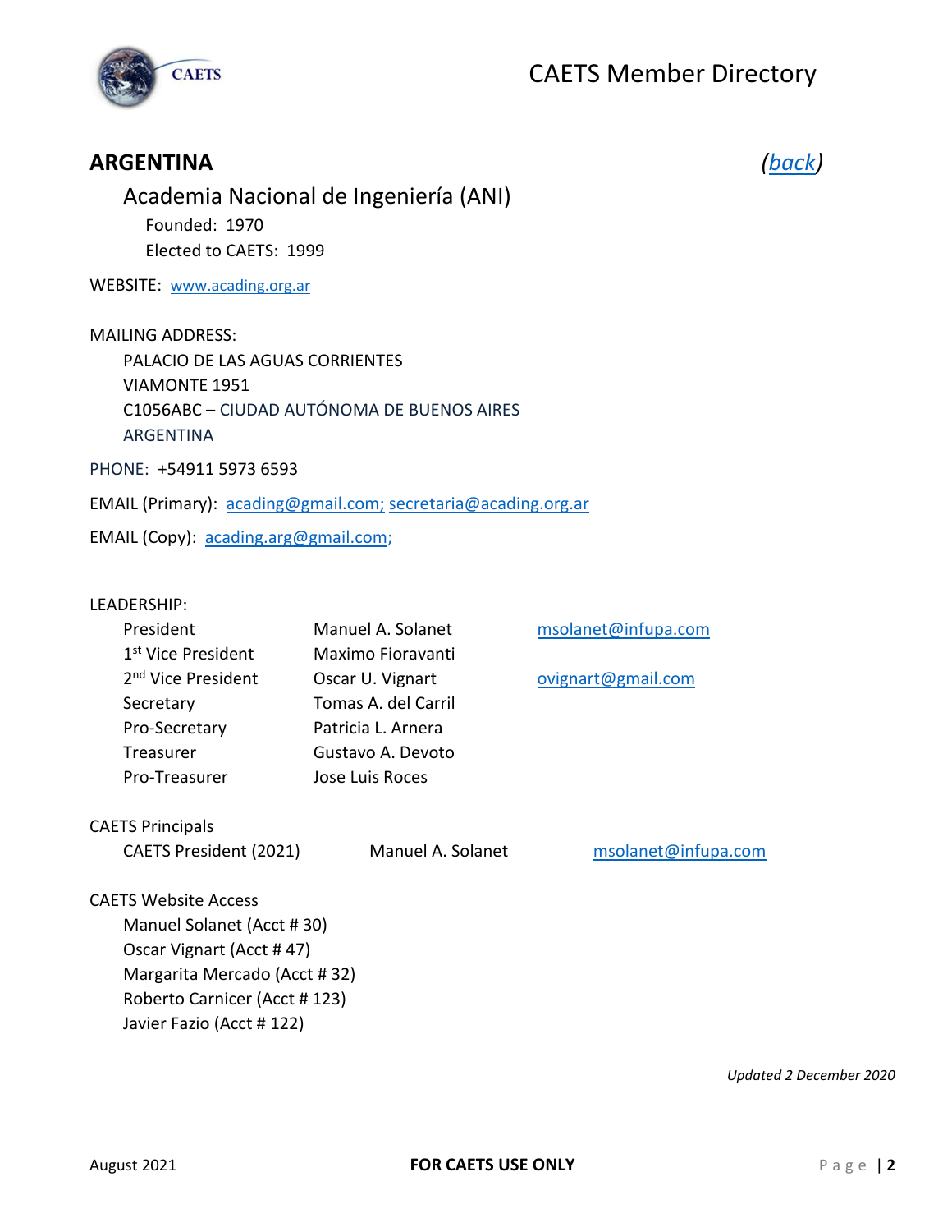## ARGENTINA (back)

### Academia Nacional de Ingeniería (ANI)

Founded: 1970

Elected to CAETS: 1999

WEBSITE: www.acading.org.ar

MAILING ADDRESS:

PALACIO DE LAS AGUAS CORRIENTES
VIAMONTE 1951
C1056ABC – CIUDAD AUTÓNOMA DE BUENOS AIRES
ARGENTINA

PHONE: +54911 5973 6593

EMAIL (Primary): acading@gmail.com; secretaria@acading.org.ar

EMAIL (Copy): acading.arg@gmail.com;

LEADERSHIP:

| | | |
|---|---|---|
| President | Manuel A. Solanet | msolanet@infupa.com |
| 1st Vice President | Maximo Fioravanti | |
| 2nd Vice President | Oscar U. Vignart | ovignart@gmail.com |
| Secretary | Tomas A. del Carril | |
| Pro-Secretary | Patricia L. Arnera | |
| Treasurer | Gustavo A. Devoto | |
| Pro-Treasurer | Jose Luis Roces | |

CAETS Principals

| | | |
|---|---|---|
| CAETS President (2021) | Manuel A. Solanet | msolanet@infupa.com |

CAETS Website Access

Manuel Solanet (Acct # 30)
Oscar Vignart (Acct # 47)
Margarita Mercado (Acct # 32)
Roberto Carnicer (Acct # 123)
Javier Fazio (Acct # 122)

*Updated 2 December 2020*

August 2021 — **FOR CAETS USE ONLY**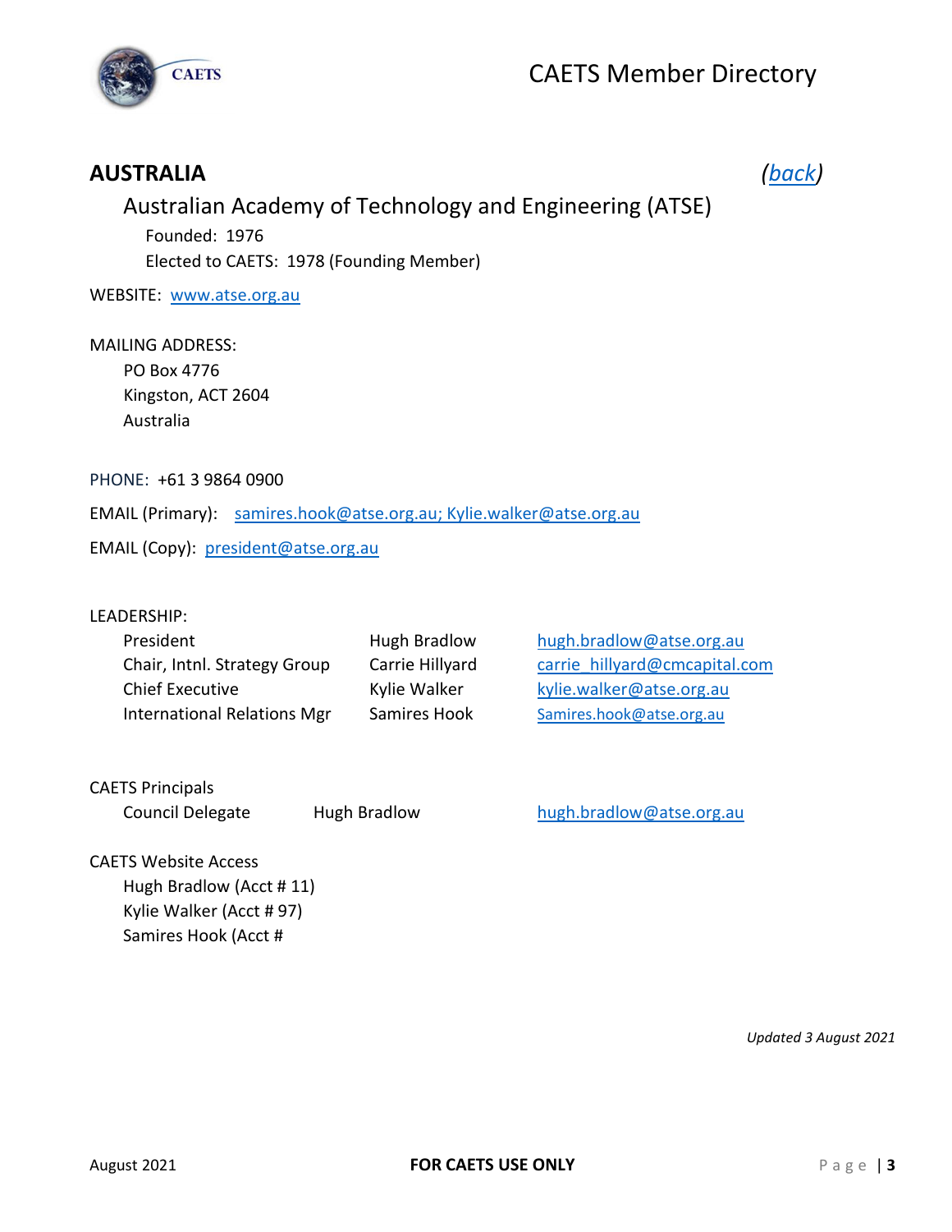## AUSTRALIA

*(back)*

### Australian Academy of Technology and Engineering (ATSE)

Founded: 1976

Elected to CAETS: 1978 (Founding Member)

WEBSITE: www.atse.org.au

MAILING ADDRESS:

PO Box 4776
Kingston, ACT 2604
Australia

PHONE: +61 3 9864 0900

EMAIL (Primary): samires.hook@atse.org.au; Kylie.walker@atse.org.au

EMAIL (Copy): president@atse.org.au

LEADERSHIP:

| | | |
|---|---|---|
| President | Hugh Bradlow | hugh.bradlow@atse.org.au |
| Chair, Intnl. Strategy Group | Carrie Hillyard | carrie_hillyard@cmcapital.com |
| Chief Executive | Kylie Walker | kylie.walker@atse.org.au |
| International Relations Mgr | Samires Hook | Samires.hook@atse.org.au |

CAETS Principals

| | | |
|---|---|---|
| Council Delegate | Hugh Bradlow | hugh.bradlow@atse.org.au |

CAETS Website Access

Hugh Bradlow (Acct # 11)
Kylie Walker (Acct # 97)
Samires Hook (Acct #

*Updated 3 August 2021*

August 2021 **FOR CAETS USE ONLY**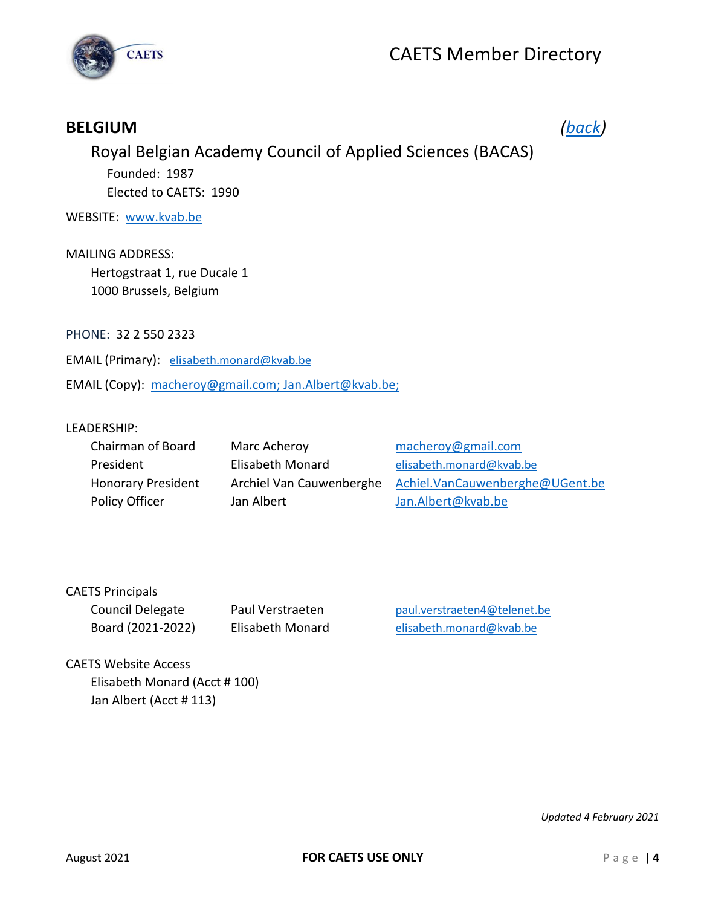## BELGIUM

*(back)*

### Royal Belgian Academy Council of Applied Sciences (BACAS)

Founded: 1987

Elected to CAETS: 1990

WEBSITE: www.kvab.be

MAILING ADDRESS:

Hertogstraat 1, rue Ducale 1
1000 Brussels, Belgium

PHONE: 32 2 550 2323

EMAIL (Primary): elisabeth.monard@kvab.be

EMAIL (Copy): macheroy@gmail.com; Jan.Albert@kvab.be;

LEADERSHIP:

| | | |
|---|---|---|
| Chairman of Board | Marc Acheroy | macheroy@gmail.com |
| President | Elisabeth Monard | elisabeth.monard@kvab.be |
| Honorary President | Archiel Van Cauwenberghe | Achiel.VanCauwenberghe@UGent.be |
| Policy Officer | Jan Albert | Jan.Albert@kvab.be |

CAETS Principals

| | | |
|---|---|---|
| Council Delegate | Paul Verstraeten | paul.verstraeten4@telenet.be |
| Board (2021-2022) | Elisabeth Monard | elisabeth.monard@kvab.be |

CAETS Website Access

Elisabeth Monard (Acct # 100)
Jan Albert (Acct # 113)

*Updated 4 February 2021*

August 2021 **FOR CAETS USE ONLY**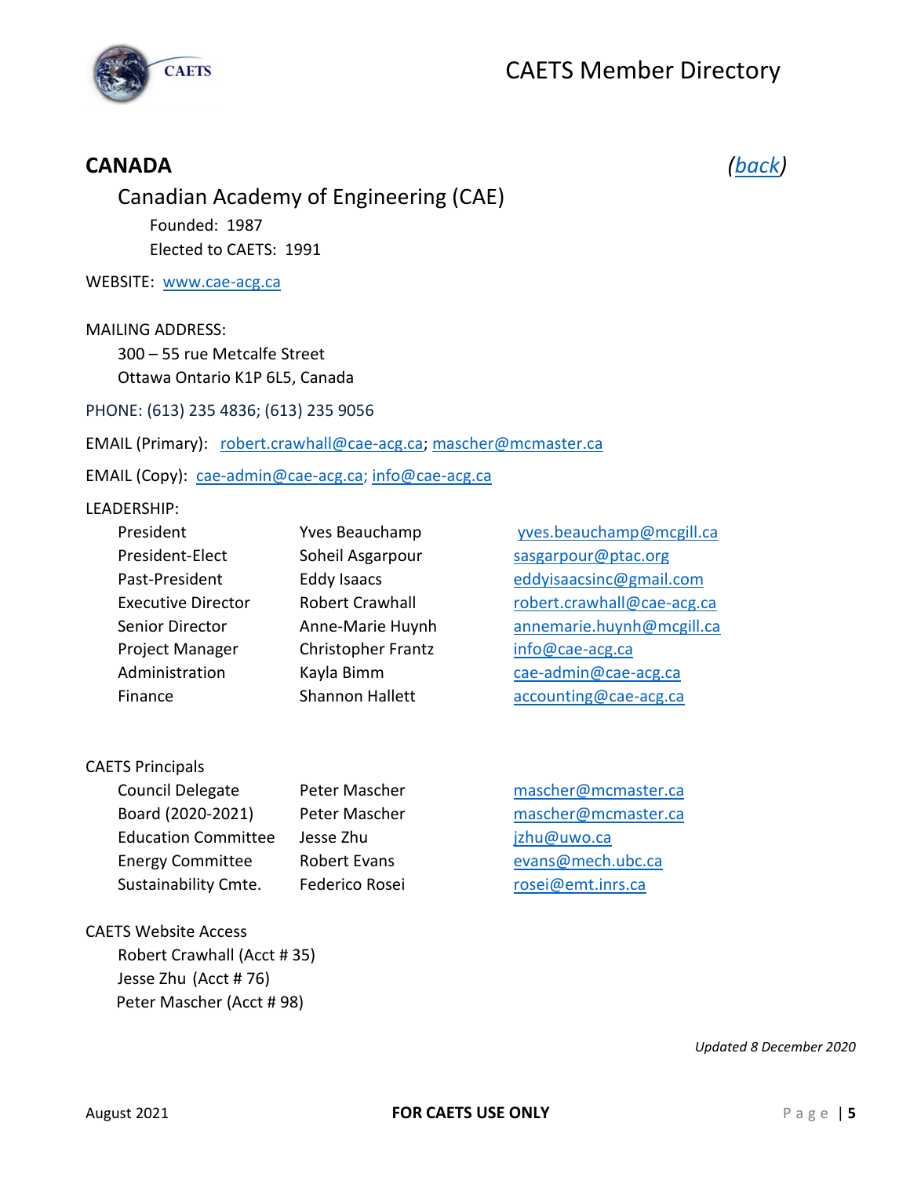## CANADA

*(back)*

### Canadian Academy of Engineering (CAE)

Founded: 1987

Elected to CAETS: 1991

WEBSITE: www.cae-acg.ca

MAILING ADDRESS:

300 – 55 rue Metcalfe Street
Ottawa Ontario K1P 6L5, Canada

PHONE: (613) 235 4836; (613) 235 9056

EMAIL (Primary): robert.crawhall@cae-acg.ca; mascher@mcmaster.ca

EMAIL (Copy): cae-admin@cae-acg.ca; info@cae-acg.ca

LEADERSHIP:

| | | |
|---|---|---|
| President | Yves Beauchamp | yves.beauchamp@mcgill.ca |
| President-Elect | Soheil Asgarpour | sasgarpour@ptac.org |
| Past-President | Eddy Isaacs | eddyisaacsinc@gmail.com |
| Executive Director | Robert Crawhall | robert.crawhall@cae-acg.ca |
| Senior Director | Anne-Marie Huynh | annemarie.huynh@mcgill.ca |
| Project Manager | Christopher Frantz | info@cae-acg.ca |
| Administration | Kayla Bimm | cae-admin@cae-acg.ca |
| Finance | Shannon Hallett | accounting@cae-acg.ca |

CAETS Principals

| | | |
|---|---|---|
| Council Delegate | Peter Mascher | mascher@mcmaster.ca |
| Board (2020-2021) | Peter Mascher | mascher@mcmaster.ca |
| Education Committee | Jesse Zhu | jzhu@uwo.ca |
| Energy Committee | Robert Evans | evans@mech.ubc.ca |
| Sustainability Cmte. | Federico Rosei | rosei@emt.inrs.ca |

CAETS Website Access

Robert Crawhall (Acct # 35)
Jesse Zhu (Acct # 76)
Peter Mascher (Acct # 98)

*Updated 8 December 2020*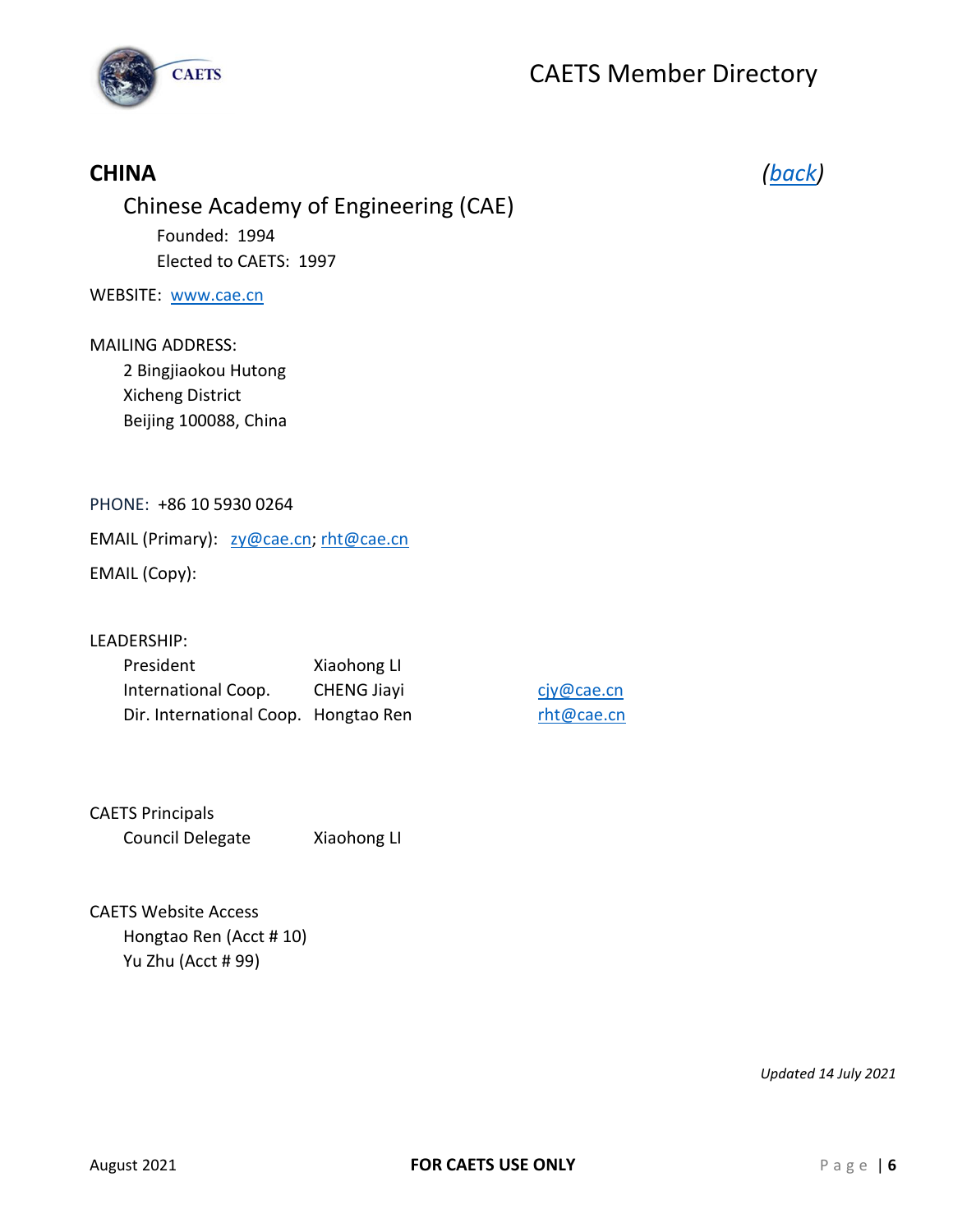## CHINA

*(back)*

### Chinese Academy of Engineering (CAE)

Founded: 1994

Elected to CAETS: 1997

WEBSITE: www.cae.cn

MAILING ADDRESS:

2 Bingjiaokou Hutong
Xicheng District
Beijing 100088, China

PHONE: +86 10 5930 0264

EMAIL (Primary): zy@cae.cn; rht@cae.cn

EMAIL (Copy):

LEADERSHIP:

| | | |
|---|---|---|
| President | Xiaohong LI | |
| International Coop. | CHENG Jiayi | cjy@cae.cn |
| Dir. International Coop. | Hongtao Ren | rht@cae.cn |

CAETS Principals

| | |
|---|---|
| Council Delegate | Xiaohong LI |

CAETS Website Access

Hongtao Ren (Acct # 10)
Yu Zhu (Acct # 99)

*Updated 14 July 2021*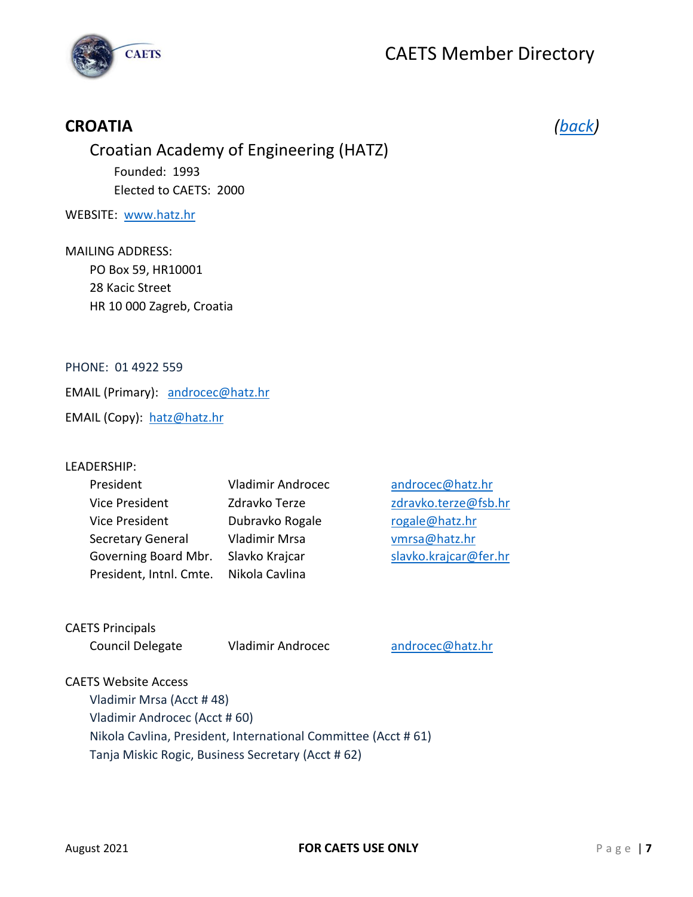## CROATIA

*(back)*

### Croatian Academy of Engineering (HATZ)

Founded: 1993

Elected to CAETS: 2000

WEBSITE: www.hatz.hr

MAILING ADDRESS:

PO Box 59, HR10001
28 Kacic Street
HR 10 000 Zagreb, Croatia

PHONE: 01 4922 559

EMAIL (Primary): androcec@hatz.hr

EMAIL (Copy): hatz@hatz.hr

LEADERSHIP:

| | | |
|---|---|---|
| President | Vladimir Androcec | androcec@hatz.hr |
| Vice President | Zdravko Terze | zdravko.terze@fsb.hr |
| Vice President | Dubravko Rogale | rogale@hatz.hr |
| Secretary General | Vladimir Mrsa | vmrsa@hatz.hr |
| Governing Board Mbr. | Slavko Krajcar | slavko.krajcar@fer.hr |
| President, Intnl. Cmte. | Nikola Cavlina | |

CAETS Principals

| | | |
|---|---|---|
| Council Delegate | Vladimir Androcec | androcec@hatz.hr |

CAETS Website Access

Vladimir Mrsa (Acct # 48)
Vladimir Androcec (Acct # 60)
Nikola Cavlina, President, International Committee (Acct # 61)
Tanja Miskic Rogic, Business Secretary (Acct # 62)

August 2021 **FOR CAETS USE ONLY**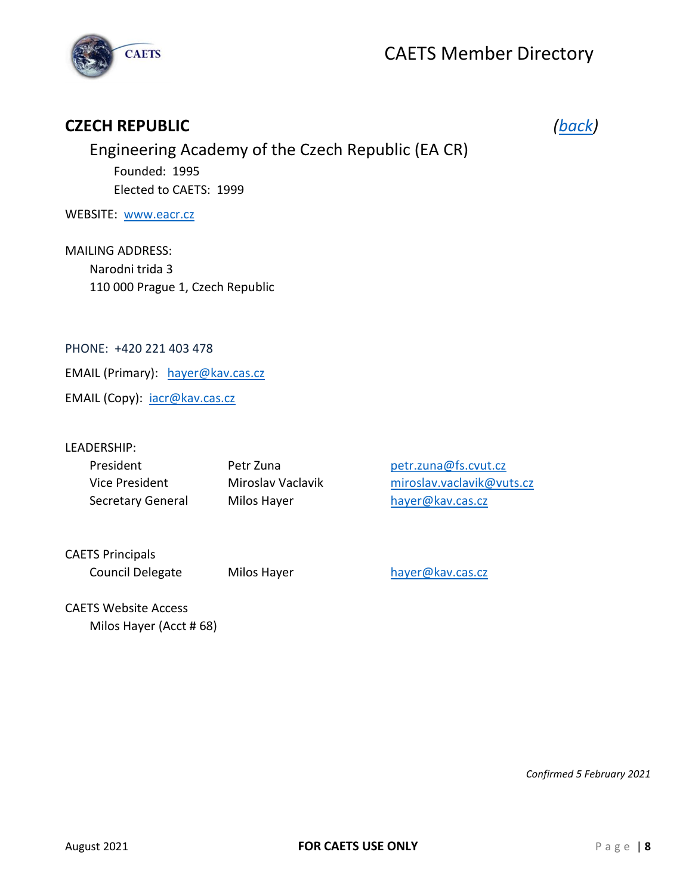## CZECH REPUBLIC

*(back)*

### Engineering Academy of the Czech Republic (EA CR)

Founded: 1995

Elected to CAETS: 1999

WEBSITE: www.eacr.cz

MAILING ADDRESS:

Narodni trida 3

110 000 Prague 1, Czech Republic

PHONE: +420 221 403 478

EMAIL (Primary): hayer@kav.cas.cz

EMAIL (Copy): iacr@kav.cas.cz

LEADERSHIP:

| | | |
|---|---|---|
| President | Petr Zuna | petr.zuna@fs.cvut.cz |
| Vice President | Miroslav Vaclavik | miroslav.vaclavik@vuts.cz |
| Secretary General | Milos Hayer | hayer@kav.cas.cz |

CAETS Principals

| | | |
|---|---|---|
| Council Delegate | Milos Hayer | hayer@kav.cas.cz |

CAETS Website Access

Milos Hayer (Acct # 68)

*Confirmed 5 February 2021*

FOR CAETS USE ONLY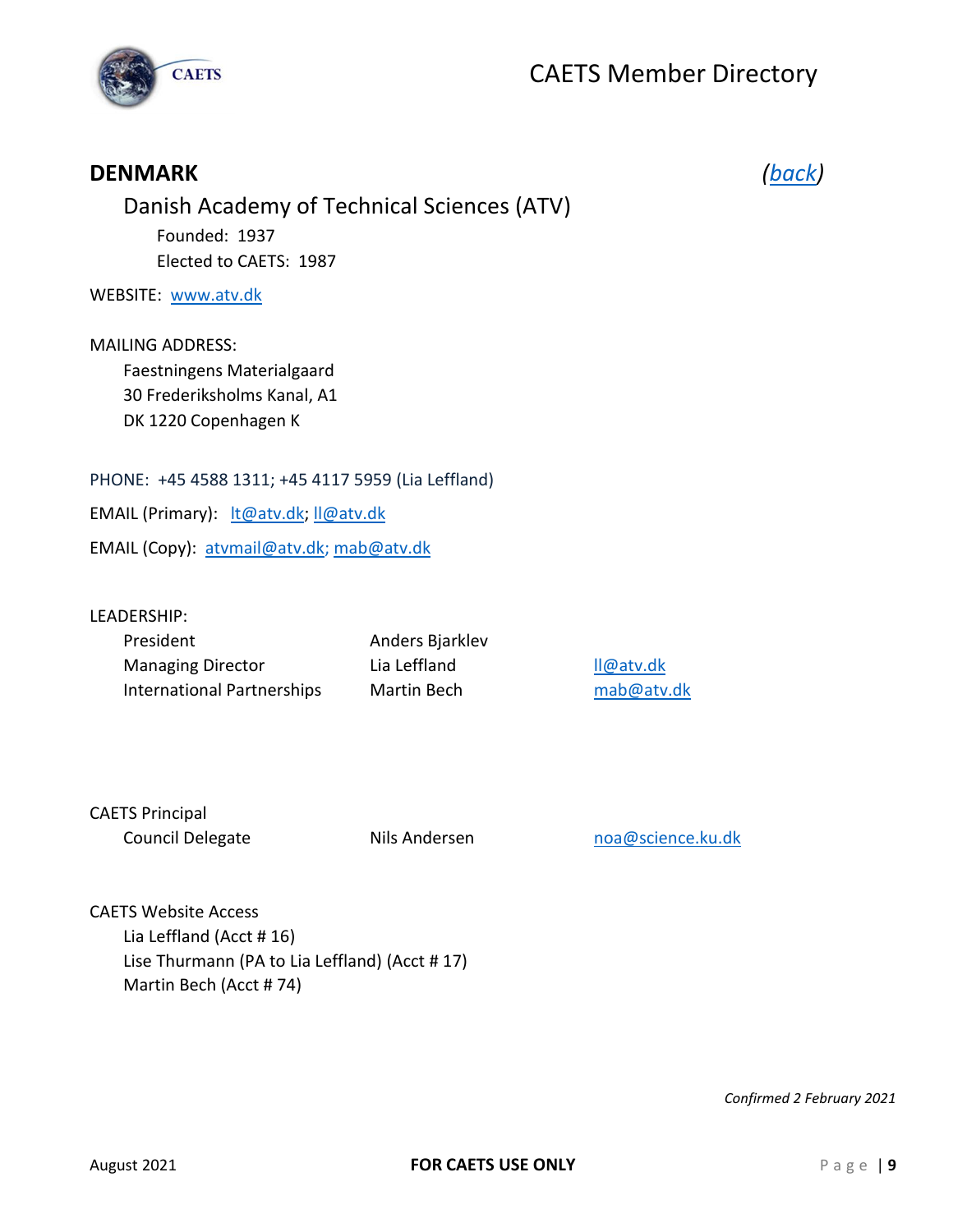## DENMARK

*(back)*

### Danish Academy of Technical Sciences (ATV)

Founded: 1937

Elected to CAETS: 1987

WEBSITE: www.atv.dk

MAILING ADDRESS:

Faestningens Materialgaard
30 Frederiksholms Kanal, A1
DK 1220 Copenhagen K

PHONE: +45 4588 1311; +45 4117 5959 (Lia Leffland)

EMAIL (Primary): lt@atv.dk; ll@atv.dk

EMAIL (Copy): atvmail@atv.dk; mab@atv.dk

LEADERSHIP:

| | | |
|---|---|---|
| President | Anders Bjarklev | |
| Managing Director | Lia Leffland | ll@atv.dk |
| International Partnerships | Martin Bech | mab@atv.dk |

CAETS Principal

| | | |
|---|---|---|
| Council Delegate | Nils Andersen | noa@science.ku.dk |

CAETS Website Access

Lia Leffland (Acct # 16)
Lise Thurmann (PA to Lia Leffland) (Acct # 17)
Martin Bech (Acct # 74)

*Confirmed 2 February 2021*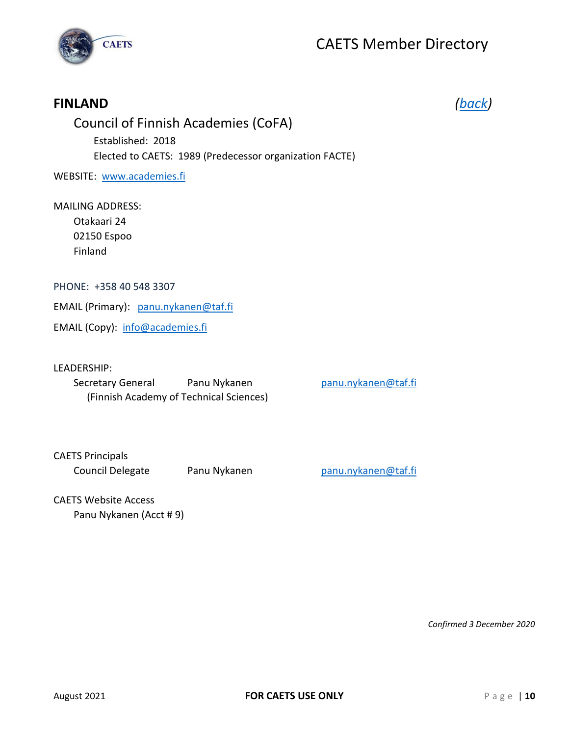## FINLAND

*(back)*

### Council of Finnish Academies (CoFA)

Established: 2018

Elected to CAETS: 1989 (Predecessor organization FACTE)

WEBSITE: [www.academies.fi](http://www.academies.fi)

MAILING ADDRESS:

Otakaari 24
02150 Espoo
Finland

PHONE: +358 40 548 3307

EMAIL (Primary): panu.nykanen@taf.fi

EMAIL (Copy): info@academies.fi

LEADERSHIP:

| | | |
|---|---|---|
| Secretary General | Panu Nykanen | panu.nykanen@taf.fi |
| (Finnish Academy of Technical Sciences) | | |

CAETS Principals

| | | |
|---|---|---|
| Council Delegate | Panu Nykanen | panu.nykanen@taf.fi |

CAETS Website Access

Panu Nykanen (Acct # 9)

*Confirmed 3 December 2020*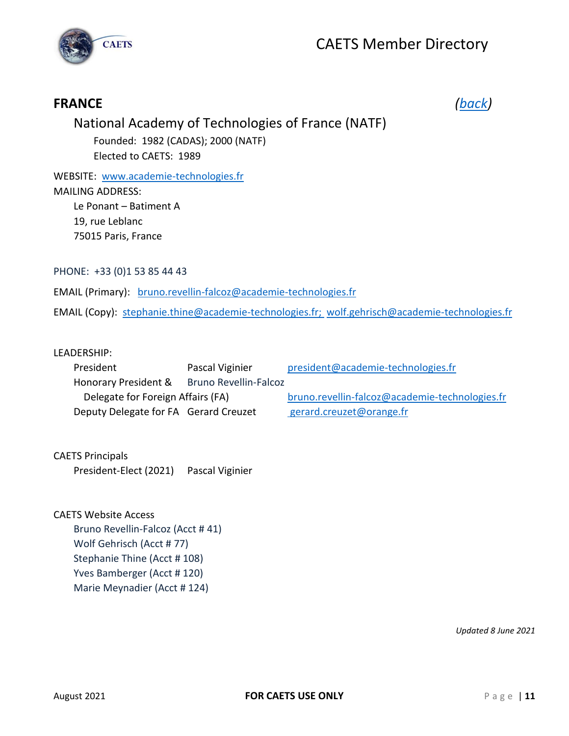## FRANCE

*(back)*

### National Academy of Technologies of France (NATF)

Founded: 1982 (CADAS); 2000 (NATF)
Elected to CAETS: 1989

WEBSITE: www.academie-technologies.fr

MAILING ADDRESS:

Le Ponant – Batiment A
19, rue Leblanc
75015 Paris, France

PHONE: +33 (0)1 53 85 44 43

EMAIL (Primary): bruno.revellin-falcoz@academie-technologies.fr

EMAIL (Copy): stephanie.thine@academie-technologies.fr; wolf.gehrisch@academie-technologies.fr

LEADERSHIP:

| | | |
|---|---|---|
| President | Pascal Viginier | president@academie-technologies.fr |
| Honorary President & Delegate for Foreign Affairs (FA) | Bruno Revellin-Falcoz | bruno.revellin-falcoz@academie-technologies.fr |
| Deputy Delegate for FA | Gerard Creuzet | gerard.creuzet@orange.fr |

CAETS Principals

President-Elect (2021) Pascal Viginier

CAETS Website Access

- Bruno Revellin-Falcoz (Acct # 41)
- Wolf Gehrisch (Acct # 77)
- Stephanie Thine (Acct # 108)
- Yves Bamberger (Acct # 120)
- Marie Meynadier (Acct # 124)

*Updated 8 June 2021*

**FOR CAETS USE ONLY**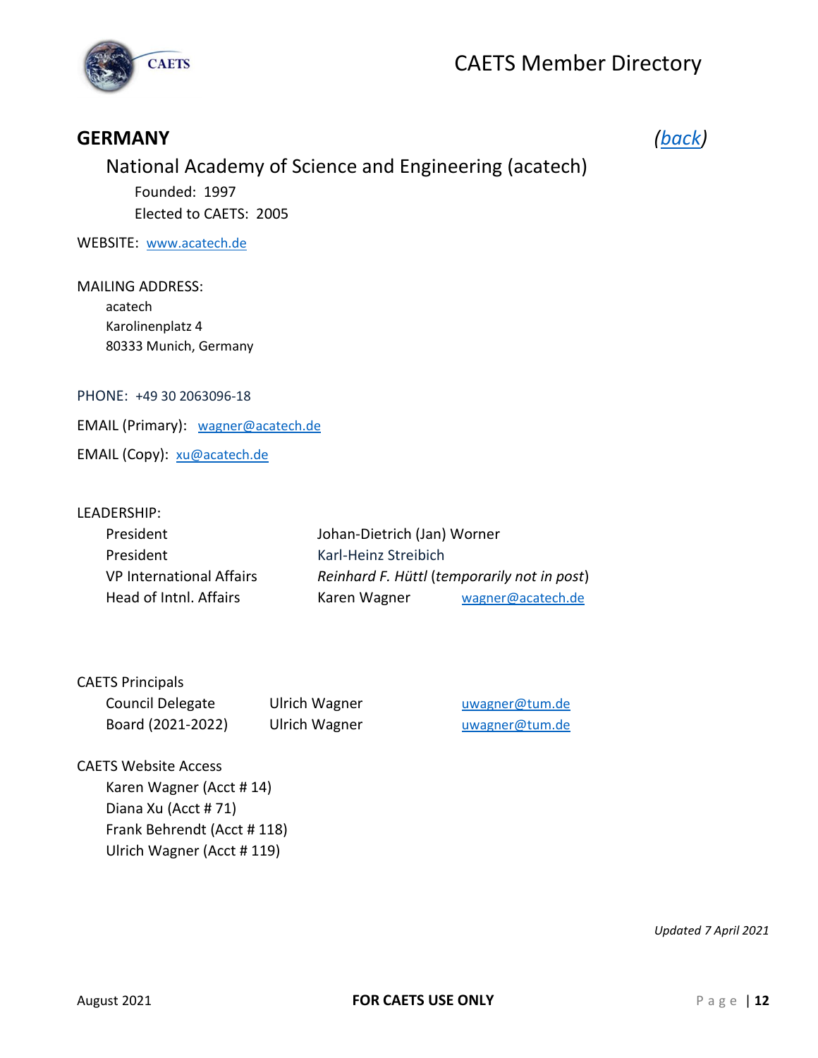## GERMANY

*(back)*

### National Academy of Science and Engineering (acatech)

Founded: 1997

Elected to CAETS: 2005

WEBSITE: www.acatech.de

MAILING ADDRESS:

acatech
Karolinenplatz 4
80333 Munich, Germany

PHONE: +49 30 2063096-18

EMAIL (Primary): wagner@acatech.de

EMAIL (Copy): xu@acatech.de

LEADERSHIP:

| | | |
|---|---|---|
| President | Johan-Dietrich (Jan) Worner | |
| President | Karl-Heinz Streibich | |
| VP International Affairs | *Reinhard F. Hüttl* (*temporarily not in post*) | |
| Head of Intnl. Affairs | Karen Wagner | wagner@acatech.de |

CAETS Principals

| | | |
|---|---|---|
| Council Delegate | Ulrich Wagner | uwagner@tum.de |
| Board (2021-2022) | Ulrich Wagner | uwagner@tum.de |

CAETS Website Access

Karen Wagner (Acct # 14)
Diana Xu (Acct # 71)
Frank Behrendt (Acct # 118)
Ulrich Wagner (Acct # 119)

*Updated 7 April 2021*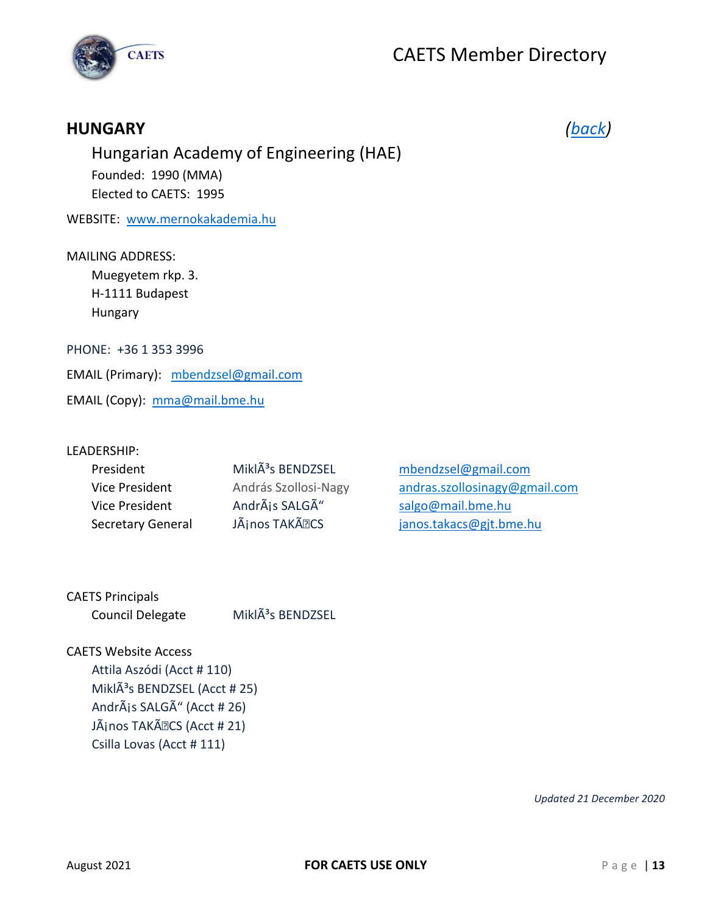## HUNGARY

(back)

### Hungarian Academy of Engineering (HAE)

Founded: 1990 (MMA)
Elected to CAETS: 1995

WEBSITE: www.mernokakademia.hu

MAILING ADDRESS:
Muegyetem rkp. 3.
H-1111 Budapest
Hungary

PHONE: +36 1 353 3996

EMAIL (Primary): mbendzsel@gmail.com

EMAIL (Copy): mma@mail.bme.hu

LEADERSHIP:

| | | |
|---|---|---|
| President | MiklÃ³s BENDZSEL | mbendzsel@gmail.com |
| Vice President | András Szollosi-Nagy | andras.szollosinagy@gmail.com |
| Vice President | AndrÃ¡s SALGÃ“ | salgo@mail.bme.hu |
| Secretary General | JÃ¡nos TAKÃ�CS | janos.takacs@gjt.bme.hu |

CAETS Principals

| | |
|---|---|
| Council Delegate | MiklÃ³s BENDZSEL |

CAETS Website Access

Attila Aszódi (Acct # 110)
MiklÃ³s BENDZSEL (Acct # 25)
AndrÃ¡s SALGÃ“ (Acct # 26)
JÃ¡nos TAKÃ�CS (Acct # 21)
Csilla Lovas (Acct # 111)

*Updated 21 December 2020*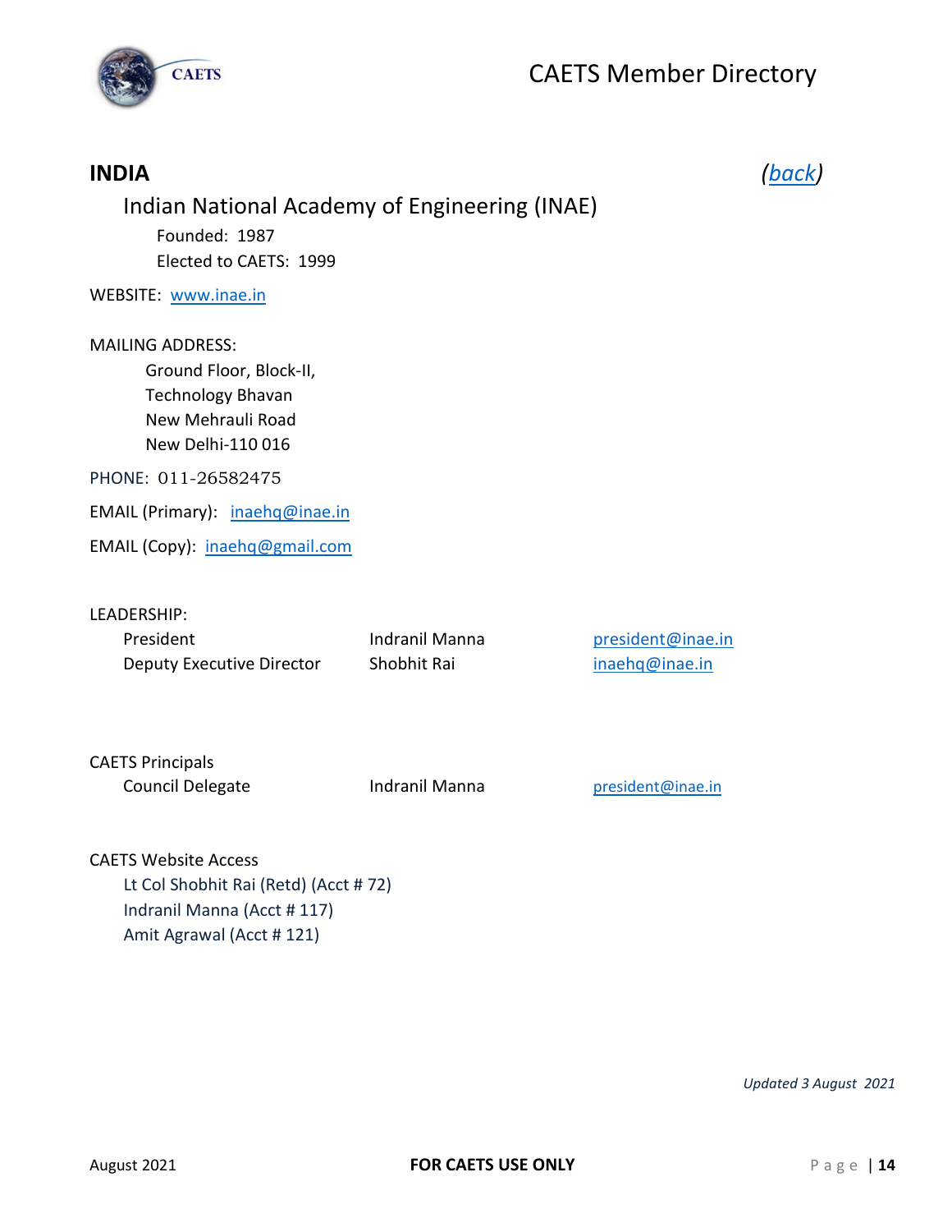## INDIA

*(back)*

### Indian National Academy of Engineering (INAE)

Founded: 1987

Elected to CAETS: 1999

WEBSITE: www.inae.in

MAILING ADDRESS:

Ground Floor, Block-II,
Technology Bhavan
New Mehrauli Road
New Delhi-110 016

PHONE: 011-26582475

EMAIL (Primary): inaehq@inae.in

EMAIL (Copy): inaehq@gmail.com

LEADERSHIP:

| | | |
|---|---|---|
| President | Indranil Manna | president@inae.in |
| Deputy Executive Director | Shobhit Rai | inaehq@inae.in |

CAETS Principals

| | | |
|---|---|---|
| Council Delegate | Indranil Manna | president@inae.in |

CAETS Website Access

Lt Col Shobhit Rai (Retd) (Acct # 72)
Indranil Manna (Acct # 117)
Amit Agrawal (Acct # 121)

*Updated 3 August 2021*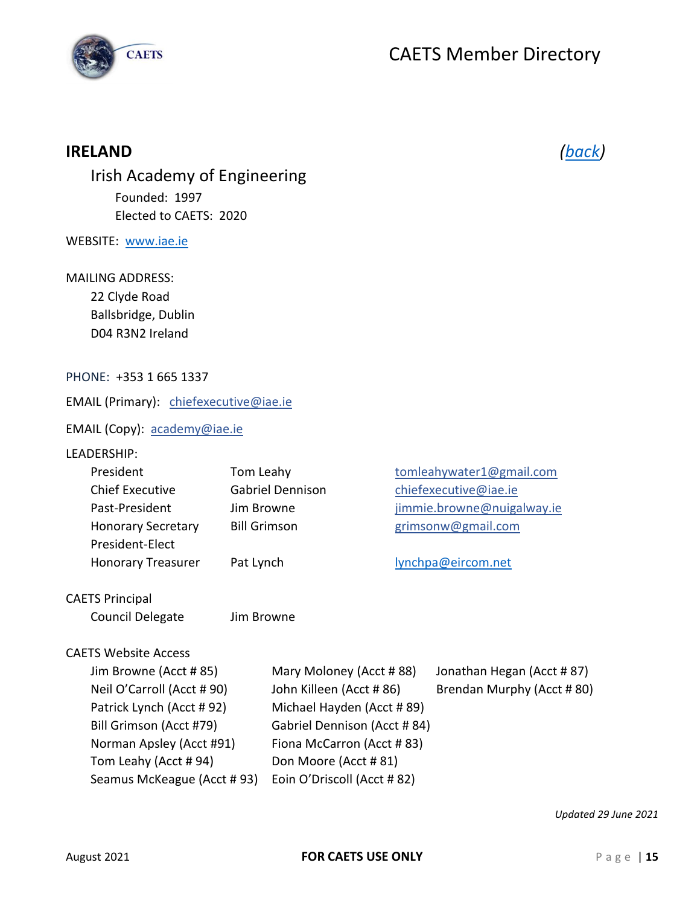## IRELAND

*(back)*

### Irish Academy of Engineering

Founded: 1997
Elected to CAETS: 2020

WEBSITE: www.iae.ie

MAILING ADDRESS:
22 Clyde Road
Ballsbridge, Dublin
D04 R3N2 Ireland

PHONE: +353 1 665 1337

EMAIL (Primary): chiefexecutive@iae.ie

EMAIL (Copy): academy@iae.ie

LEADERSHIP:

| | | |
|---|---|---|
| President | Tom Leahy | tomleahywater1@gmail.com |
| Chief Executive | Gabriel Dennison | chiefexecutive@iae.ie |
| Past-President | Jim Browne | jimmie.browne@nuigalway.ie |
| Honorary Secretary | Bill Grimson | grimsonw@gmail.com |
| President-Elect | | |
| Honorary Treasurer | Pat Lynch | lynchpa@eircom.net |

CAETS Principal
Council Delegate Jim Browne

CAETS Website Access

| | | |
|---|---|---|
| Jim Browne (Acct # 85) | Mary Moloney (Acct # 88) | Jonathan Hegan (Acct # 87) |
| Neil O'Carroll (Acct # 90) | John Killeen (Acct # 86) | Brendan Murphy (Acct # 80) |
| Patrick Lynch (Acct # 92) | Michael Hayden (Acct # 89) | |
| Bill Grimson (Acct #79) | Gabriel Dennison (Acct # 84) | |
| Norman Apsley (Acct #91) | Fiona McCarron (Acct # 83) | |
| Tom Leahy (Acct # 94) | Don Moore (Acct # 81) | |
| Seamus McKeague (Acct # 93) | Eoin O'Driscoll (Acct # 82) | |

*Updated 29 June 2021*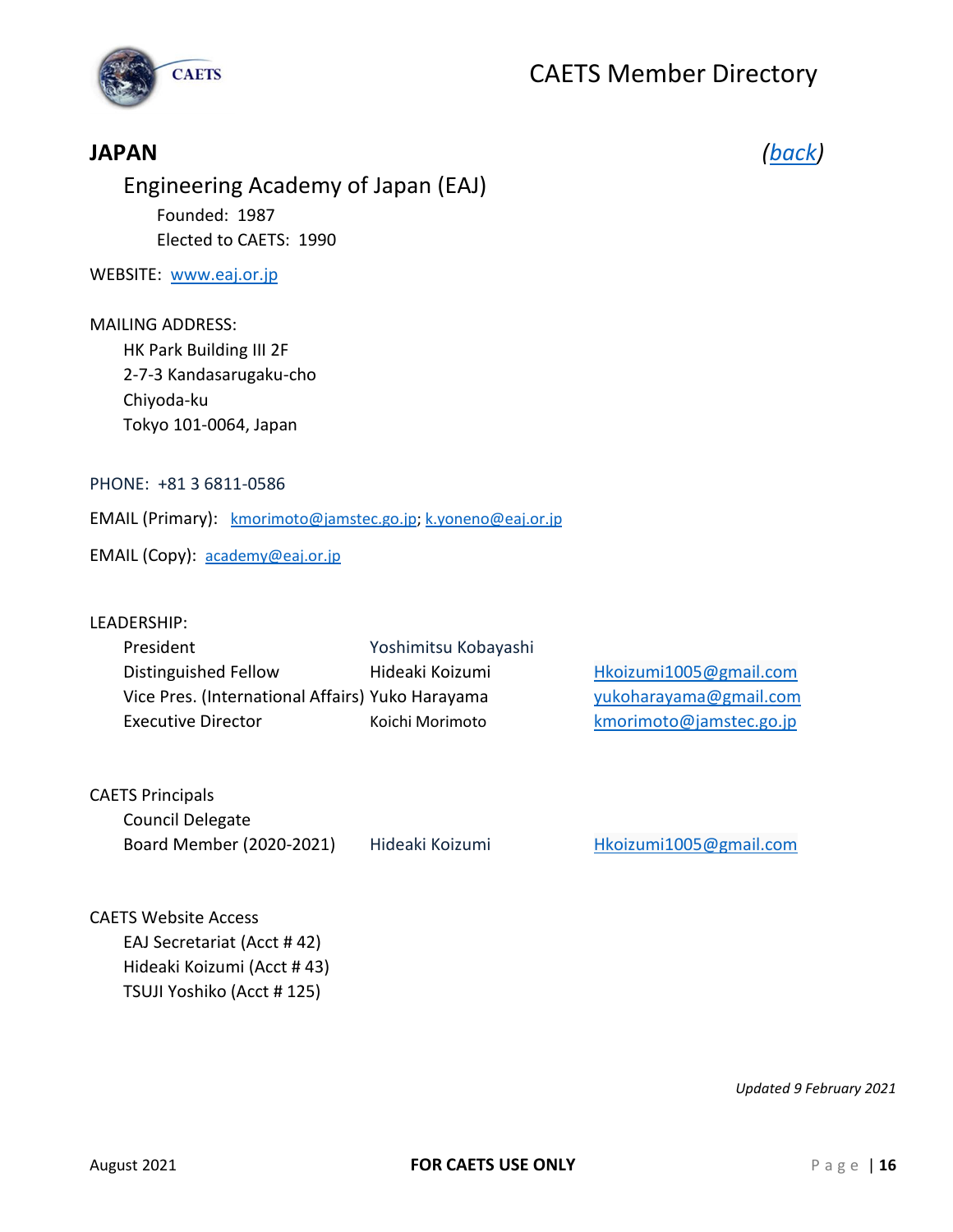## JAPAN

*(back)*

### Engineering Academy of Japan (EAJ)

Founded: 1987
Elected to CAETS: 1990

WEBSITE: www.eaj.or.jp

MAILING ADDRESS:
HK Park Building III 2F
2-7-3 Kandasarugaku-cho
Chiyoda-ku
Tokyo 101-0064, Japan

PHONE: +81 3 6811-0586

EMAIL (Primary): kmorimoto@jamstec.go.jp; k.yoneno@eaj.or.jp

EMAIL (Copy): academy@eaj.or.jp

LEADERSHIP:

| | | |
|---|---|---|
| President | Yoshimitsu Kobayashi | |
| Distinguished Fellow | Hideaki Koizumi | Hkoizumi1005@gmail.com |
| Vice Pres. (International Affairs) | Yuko Harayama | yukoharayama@gmail.com |
| Executive Director | Koichi Morimoto | kmorimoto@jamstec.go.jp |

CAETS Principals

| | | |
|---|---|---|
| Council Delegate | | |
| Board Member (2020-2021) | Hideaki Koizumi | Hkoizumi1005@gmail.com |

CAETS Website Access
EAJ Secretariat (Acct # 42)
Hideaki Koizumi (Acct # 43)
TSUJI Yoshiko (Acct # 125)

*Updated 9 February 2021*

August 2021 **FOR CAETS USE ONLY**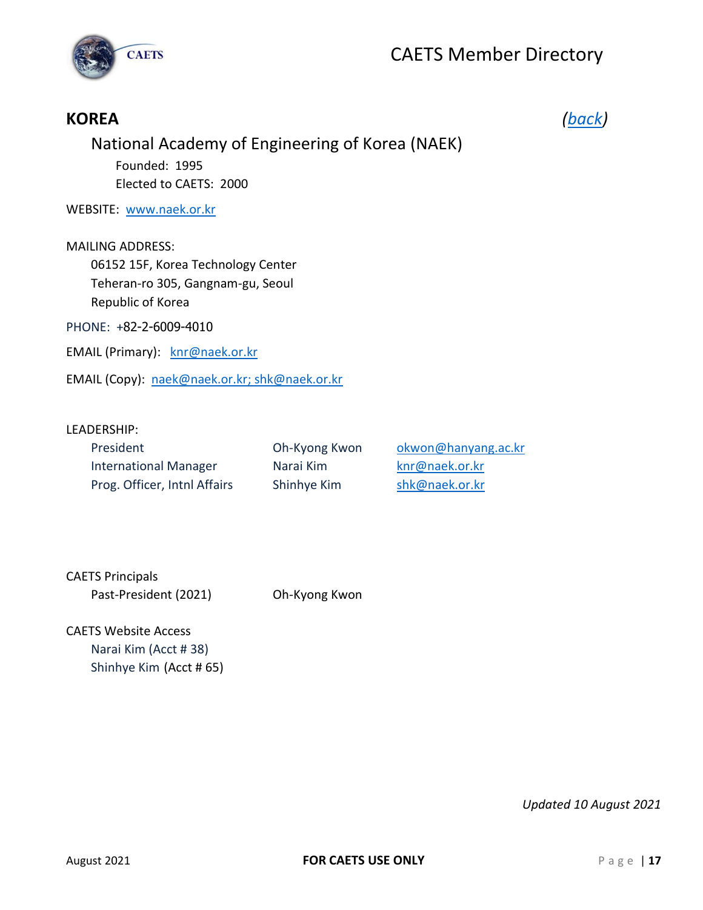## KOREA

*(back)*

### National Academy of Engineering of Korea (NAEK)

Founded: 1995

Elected to CAETS: 2000

WEBSITE: www.naek.or.kr

MAILING ADDRESS:

06152 15F, Korea Technology Center
Teheran-ro 305, Gangnam-gu, Seoul
Republic of Korea

PHONE: +82-2-6009-4010

EMAIL (Primary): knr@naek.or.kr

EMAIL (Copy): naek@naek.or.kr; shk@naek.or.kr

LEADERSHIP:

| | | |
|---|---|---|
| President | Oh-Kyong Kwon | okwon@hanyang.ac.kr |
| International Manager | Narai Kim | knr@naek.or.kr |
| Prog. Officer, Intnl Affairs | Shinhye Kim | shk@naek.or.kr |

CAETS Principals

| | |
|---|---|
| Past-President (2021) | Oh-Kyong Kwon |

CAETS Website Access

Narai Kim (Acct # 38)

Shinhye Kim (Acct # 65)

*Updated 10 August 2021*

FOR CAETS USE ONLY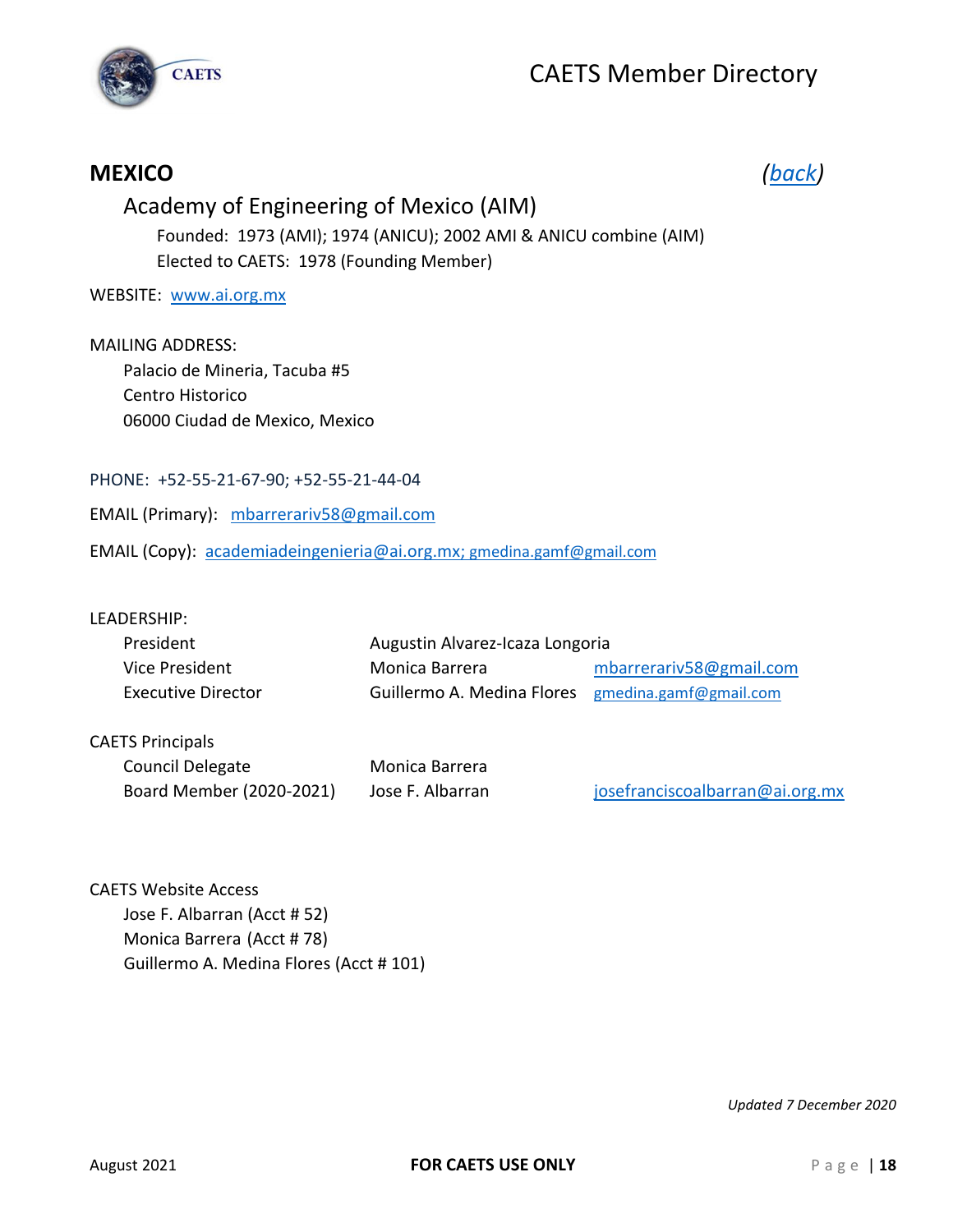## MEXICO

*(back)*

### Academy of Engineering of Mexico (AIM)

Founded: 1973 (AMI); 1974 (ANICU); 2002 AMI & ANICU combine (AIM)
Elected to CAETS: 1978 (Founding Member)

WEBSITE: www.ai.org.mx

MAILING ADDRESS:
Palacio de Mineria, Tacuba #5
Centro Historico
06000 Ciudad de Mexico, Mexico

PHONE: +52-55-21-67-90; +52-55-21-44-04

EMAIL (Primary): mbarrerariv58@gmail.com

EMAIL (Copy): academiadeingenieria@ai.org.mx; gmedina.gamf@gmail.com

LEADERSHIP:

| | | |
|---|---|---|
| President | Augustin Alvarez-Icaza Longoria | |
| Vice President | Monica Barrera | mbarrerariv58@gmail.com |
| Executive Director | Guillermo A. Medina Flores | gmedina.gamf@gmail.com |

CAETS Principals

| | | |
|---|---|---|
| Council Delegate | Monica Barrera | |
| Board Member (2020-2021) | Jose F. Albarran | josefranciscoalbarran@ai.org.mx |

CAETS Website Access
- Jose F. Albarran (Acct # 52)
- Monica Barrera (Acct # 78)
- Guillermo A. Medina Flores (Acct # 101)

*Updated 7 December 2020*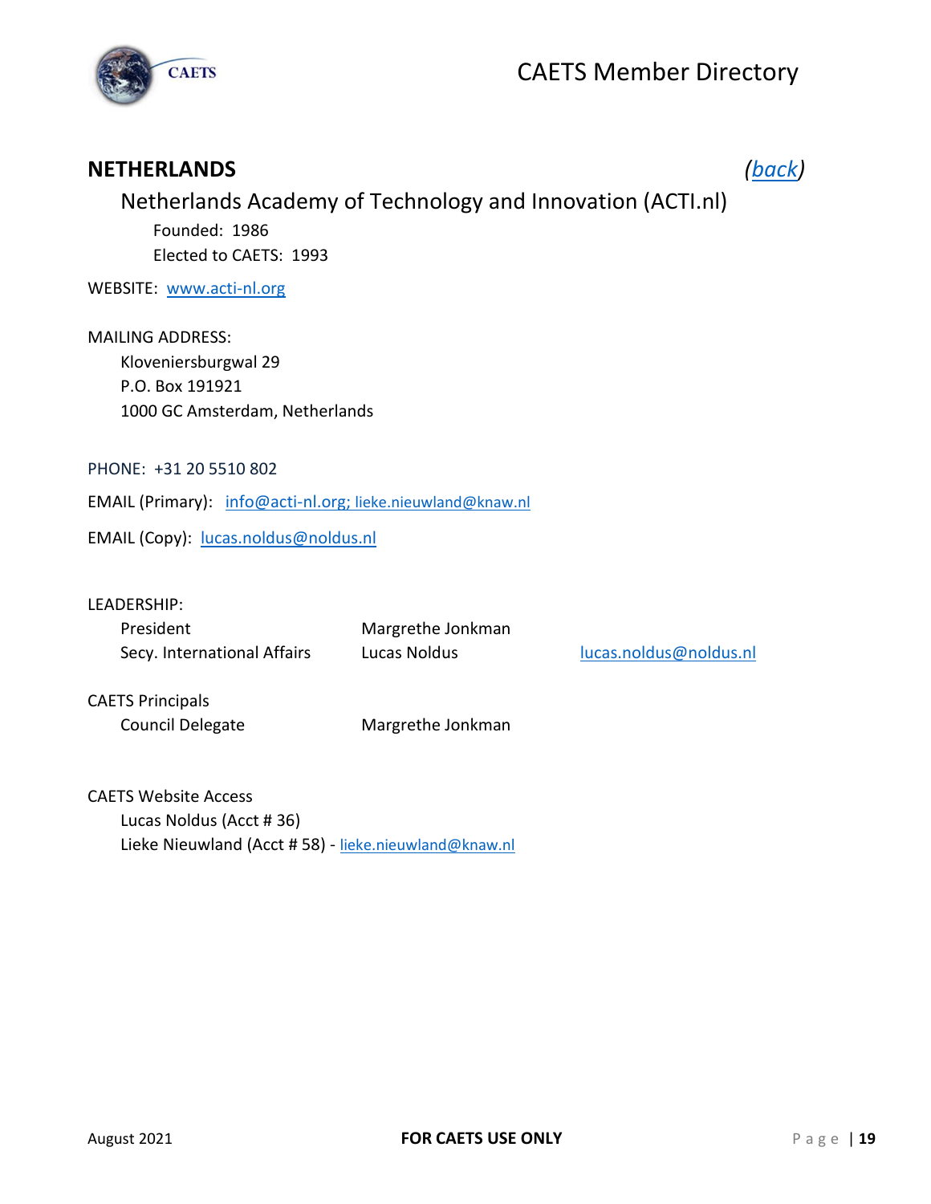## NETHERLANDS

*(back)*

### Netherlands Academy of Technology and Innovation (ACTI.nl)

Founded: 1986

Elected to CAETS: 1993

WEBSITE: www.acti-nl.org

MAILING ADDRESS:

Kloveniersburgwal 29
P.O. Box 191921
1000 GC Amsterdam, Netherlands

PHONE: +31 20 5510 802

EMAIL (Primary): info@acti-nl.org; lieke.nieuwland@knaw.nl

EMAIL (Copy): lucas.noldus@noldus.nl

LEADERSHIP:

| | | |
|---|---|---|
| President | Margrethe Jonkman | |
| Secy. International Affairs | Lucas Noldus | lucas.noldus@noldus.nl |

CAETS Principals

| | |
|---|---|
| Council Delegate | Margrethe Jonkman |

CAETS Website Access

Lucas Noldus (Acct # 36)
Lieke Nieuwland (Acct # 58) - lieke.nieuwland@knaw.nl

August 2021 FOR CAETS USE ONLY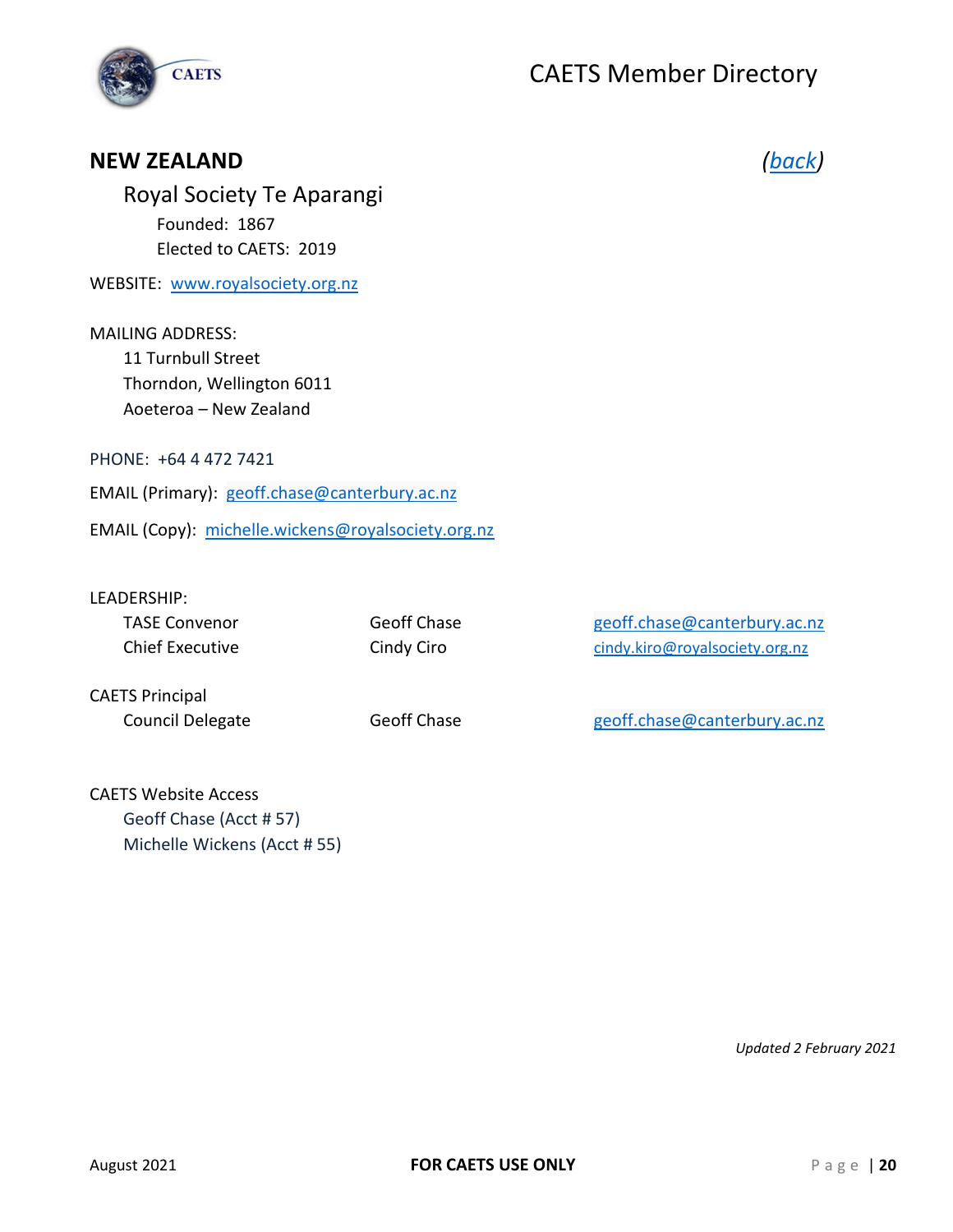## NEW ZEALAND

(back)

### Royal Society Te Aparangi

Founded: 1867
Elected to CAETS: 2019

WEBSITE: www.royalsociety.org.nz

MAILING ADDRESS:
11 Turnbull Street
Thorndon, Wellington 6011
Aoeteroa – New Zealand

PHONE: +64 4 472 7421

EMAIL (Primary): geoff.chase@canterbury.ac.nz

EMAIL (Copy): michelle.wickens@royalsociety.org.nz

LEADERSHIP:

| | | |
|---|---|---|
| TASE Convenor | Geoff Chase | geoff.chase@canterbury.ac.nz |
| Chief Executive | Cindy Ciro | cindy.kiro@royalsociety.org.nz |

CAETS Principal

| | | |
|---|---|---|
| Council Delegate | Geoff Chase | geoff.chase@canterbury.ac.nz |

CAETS Website Access
Geoff Chase (Acct # 57)
Michelle Wickens (Acct # 55)

*Updated 2 February 2021*

August 2021 **FOR CAETS USE ONLY**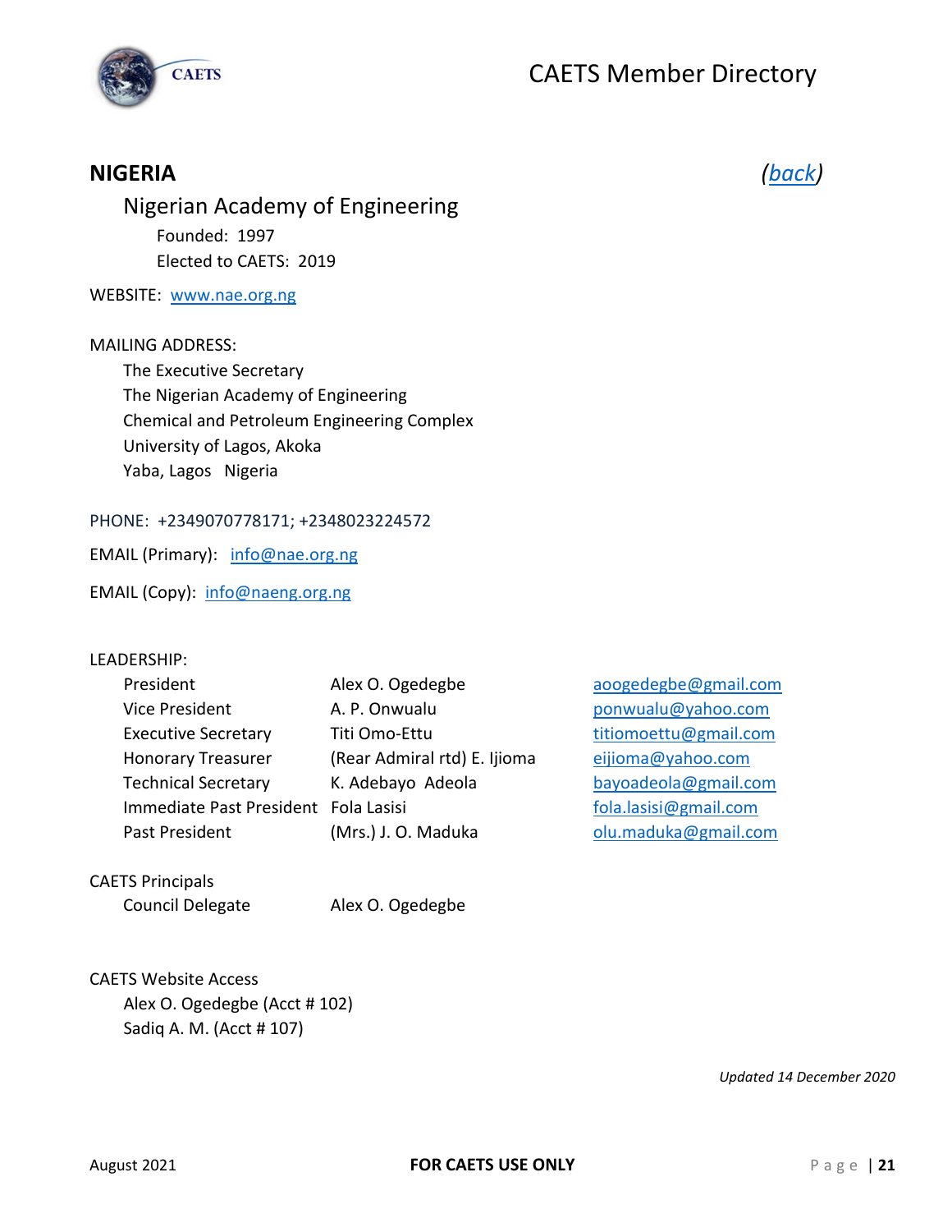## NIGERIA

*(back)*

### Nigerian Academy of Engineering

Founded: 1997

Elected to CAETS: 2019

WEBSITE: www.nae.org.ng

MAILING ADDRESS:

The Executive Secretary
The Nigerian Academy of Engineering
Chemical and Petroleum Engineering Complex
University of Lagos, Akoka
Yaba, Lagos Nigeria

PHONE: +2349070778171; +2348023224572

EMAIL (Primary): info@nae.org.ng

EMAIL (Copy): info@naeng.org.ng

LEADERSHIP:

| | | |
|---|---|---|
| President | Alex O. Ogedegbe | aoogedegbe@gmail.com |
| Vice President | A. P. Onwualu | ponwualu@yahoo.com |
| Executive Secretary | Titi Omo-Ettu | titiomoettu@gmail.com |
| Honorary Treasurer | (Rear Admiral rtd) E. Ijioma | eijioma@yahoo.com |
| Technical Secretary | K. Adebayo Adeola | bayoadeola@gmail.com |
| Immediate Past President | Fola Lasisi | fola.lasisi@gmail.com |
| Past President | (Mrs.) J. O. Maduka | olu.maduka@gmail.com |

CAETS Principals

| | |
|---|---|
| Council Delegate | Alex O. Ogedegbe |

CAETS Website Access

Alex O. Ogedegbe (Acct # 102)
Sadiq A. M. (Acct # 107)

*Updated 14 December 2020*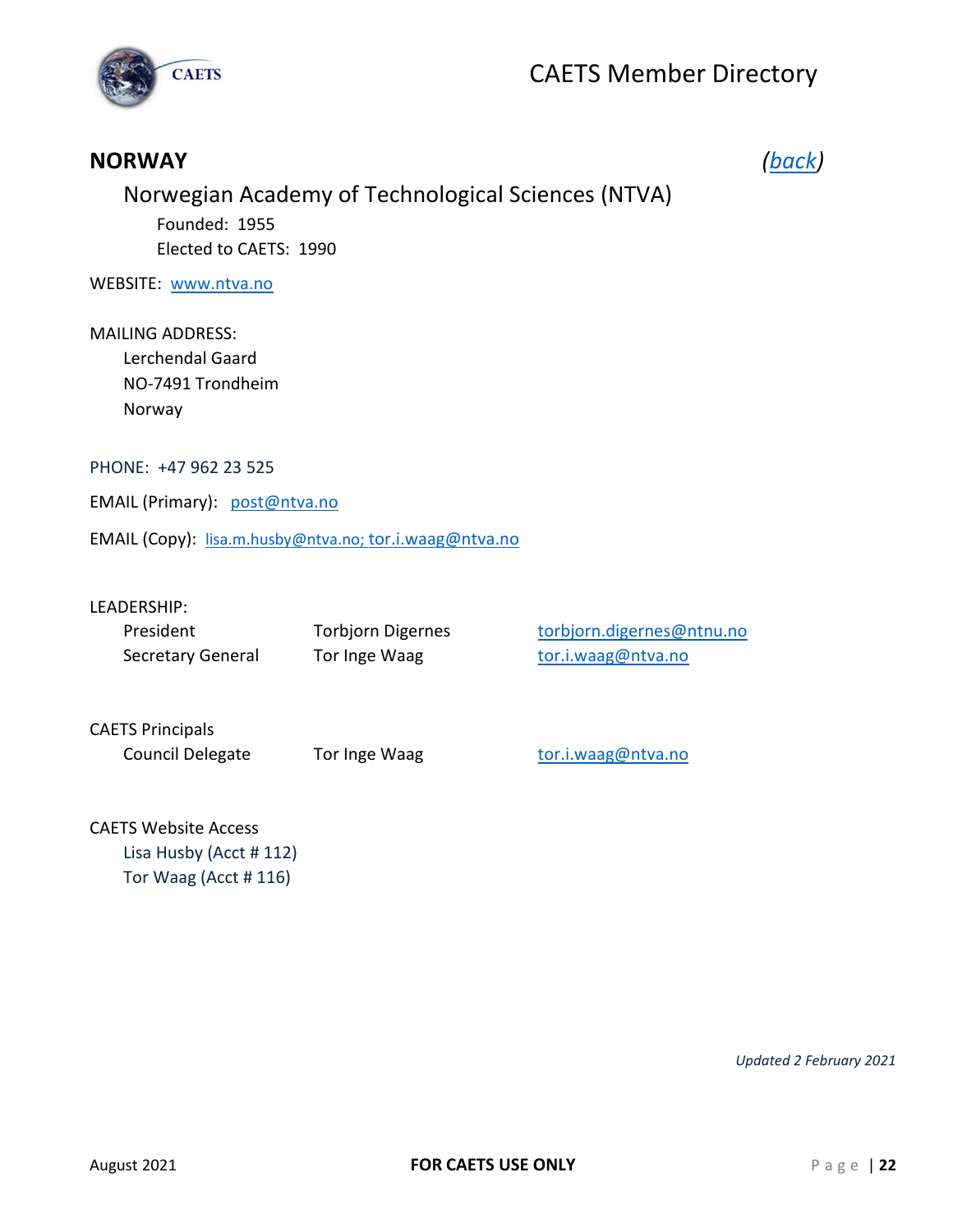## NORWAY

*(back)*

### Norwegian Academy of Technological Sciences (NTVA)

Founded: 1955
Elected to CAETS: 1990

WEBSITE: www.ntva.no

MAILING ADDRESS:
Lerchendal Gaard
NO-7491 Trondheim
Norway

PHONE: +47 962 23 525

EMAIL (Primary): post@ntva.no

EMAIL (Copy): lisa.m.husby@ntva.no; tor.i.waag@ntva.no

LEADERSHIP:

| | | |
|---|---|---|
| President | Torbjorn Digernes | torbjorn.digernes@ntnu.no |
| Secretary General | Tor Inge Waag | tor.i.waag@ntva.no |

CAETS Principals

| | | |
|---|---|---|
| Council Delegate | Tor Inge Waag | tor.i.waag@ntva.no |

CAETS Website Access
Lisa Husby (Acct # 112)
Tor Waag (Acct # 116)

*Updated 2 February 2021*

August 2021 — **FOR CAETS USE ONLY**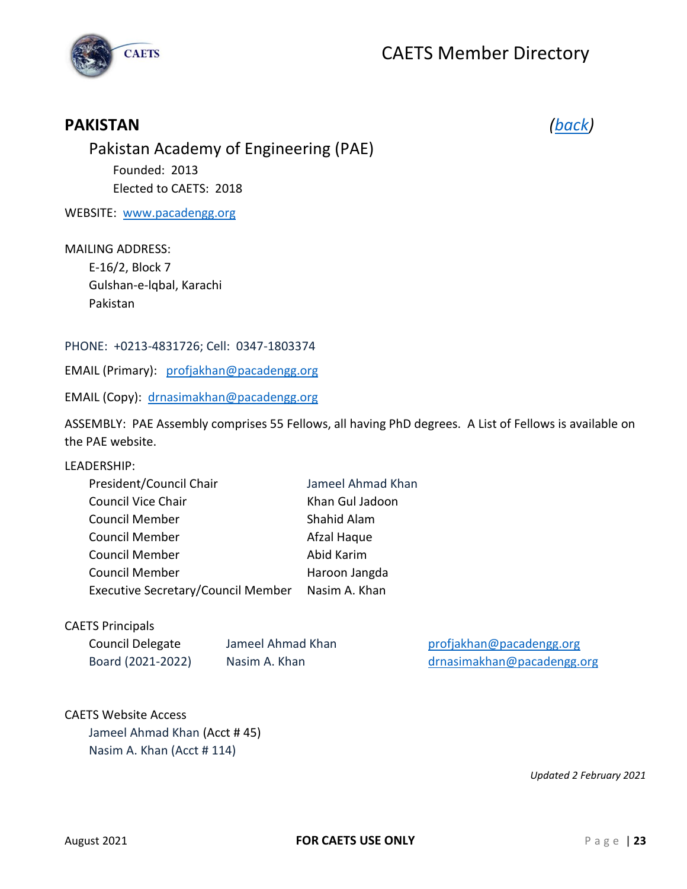## PAKISTAN

*(back)*

### Pakistan Academy of Engineering (PAE)

Founded: 2013

Elected to CAETS: 2018

WEBSITE: www.pacadengg.org

MAILING ADDRESS:

E-16/2, Block 7
Gulshan-e-lqbal, Karachi
Pakistan

PHONE: +0213-4831726; Cell: 0347-1803374

EMAIL (Primary): profjakhan@pacadengg.org

EMAIL (Copy): drnasimakhan@pacadengg.org

ASSEMBLY: PAE Assembly comprises 55 Fellows, all having PhD degrees. A List of Fellows is available on the PAE website.

LEADERSHIP:

| | |
|---|---|
| President/Council Chair | Jameel Ahmad Khan |
| Council Vice Chair | Khan Gul Jadoon |
| Council Member | Shahid Alam |
| Council Member | Afzal Haque |
| Council Member | Abid Karim |
| Council Member | Haroon Jangda |
| Executive Secretary/Council Member | Nasim A. Khan |

CAETS Principals

| | | |
|---|---|---|
| Council Delegate | Jameel Ahmad Khan | profjakhan@pacadengg.org |
| Board (2021-2022) | Nasim A. Khan | drnasimakhan@pacadengg.org |

CAETS Website Access

Jameel Ahmad Khan (Acct # 45)
Nasim A. Khan (Acct # 114)

*Updated 2 February 2021*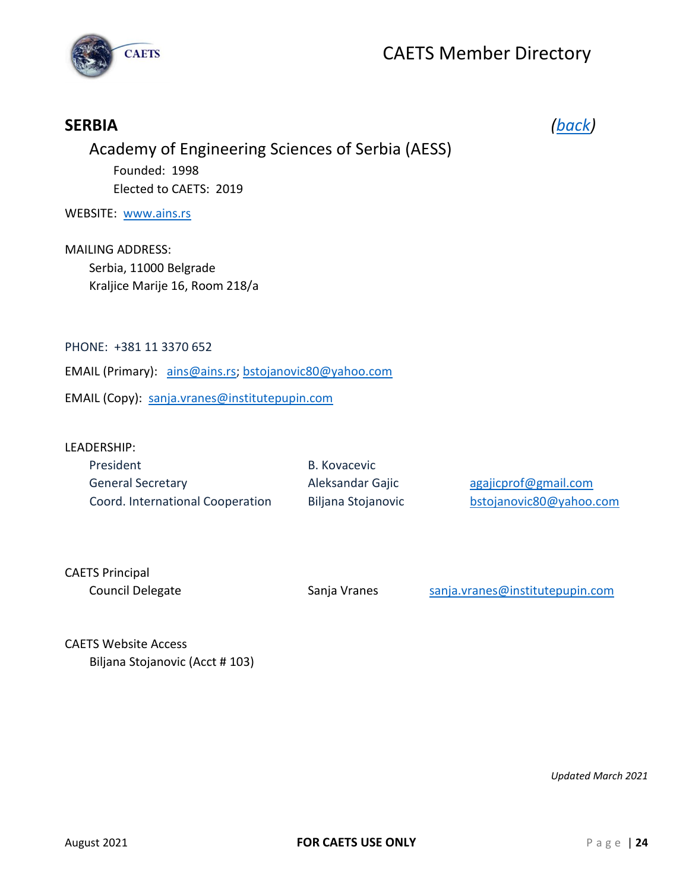## SERBIA

*(back)*

### Academy of Engineering Sciences of Serbia (AESS)

Founded: 1998

Elected to CAETS: 2019

WEBSITE: www.ains.rs

MAILING ADDRESS:

Serbia, 11000 Belgrade
Kraljice Marije 16, Room 218/a

PHONE: +381 11 3370 652

EMAIL (Primary): ains@ains.rs; bstojanovic80@yahoo.com

EMAIL (Copy): sanja.vranes@institutepupin.com

LEADERSHIP:

| | | |
|---|---|---|
| President | B. Kovacevic | |
| General Secretary | Aleksandar Gajic | agajicprof@gmail.com |
| Coord. International Cooperation | Biljana Stojanovic | bstojanovic80@yahoo.com |

CAETS Principal

| | | |
|---|---|---|
| Council Delegate | Sanja Vranes | sanja.vranes@institutepupin.com |

CAETS Website Access

Biljana Stojanovic (Acct # 103)

*Updated March 2021*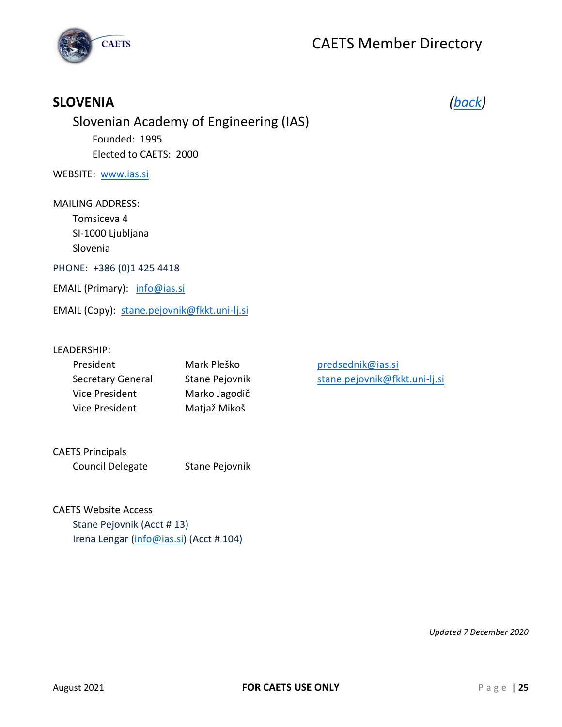## SLOVENIA

*(back)*

### Slovenian Academy of Engineering (IAS)

Founded: 1995

Elected to CAETS: 2000

WEBSITE: www.ias.si

MAILING ADDRESS:

Tomsiceva 4
SI-1000 Ljubljana
Slovenia

PHONE: +386 (0)1 425 4418

EMAIL (Primary): info@ias.si

EMAIL (Copy): stane.pejovnik@fkkt.uni-lj.si

LEADERSHIP:

| | | |
|---|---|---|
| President | Mark Pleško | predsednik@ias.si |
| Secretary General | Stane Pejovnik | stane.pejovnik@fkkt.uni-lj.si |
| Vice President | Marko Jagodič | |
| Vice President | Matjaž Mikoš | |

CAETS Principals

| | |
|---|---|
| Council Delegate | Stane Pejovnik |

CAETS Website Access

Stane Pejovnik (Acct # 13)
Irena Lengar (info@ias.si) (Acct # 104)

*Updated 7 December 2020*

FOR CAETS USE ONLY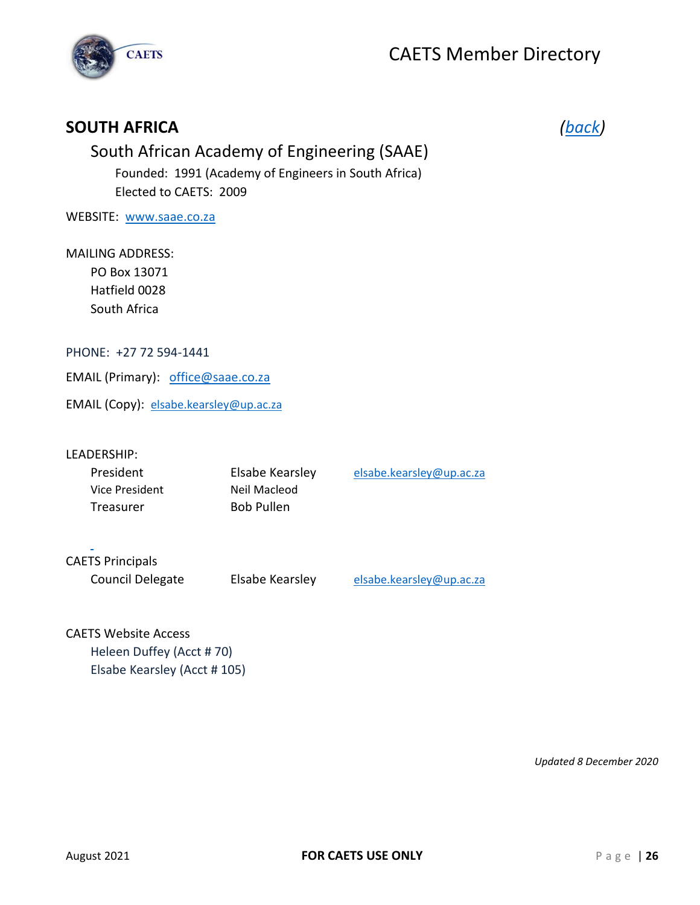## SOUTH AFRICA

*(back)*

### South African Academy of Engineering (SAAE)

Founded: 1991 (Academy of Engineers in South Africa)
Elected to CAETS: 2009

WEBSITE: www.saae.co.za

MAILING ADDRESS:
PO Box 13071
Hatfield 0028
South Africa

PHONE: +27 72 594-1441

EMAIL (Primary): office@saae.co.za

EMAIL (Copy): elsabe.kearsley@up.ac.za

LEADERSHIP:

| | | |
|---|---|---|
| President | Elsabe Kearsley | elsabe.kearsley@up.ac.za |
| Vice President | Neil Macleod | |
| Treasurer | Bob Pullen | |

CAETS Principals

| | | |
|---|---|---|
| Council Delegate | Elsabe Kearsley | elsabe.kearsley@up.ac.za |

CAETS Website Access
Heleen Duffey (Acct # 70)
Elsabe Kearsley (Acct # 105)

*Updated 8 December 2020*

August 2021 **FOR CAETS USE ONLY**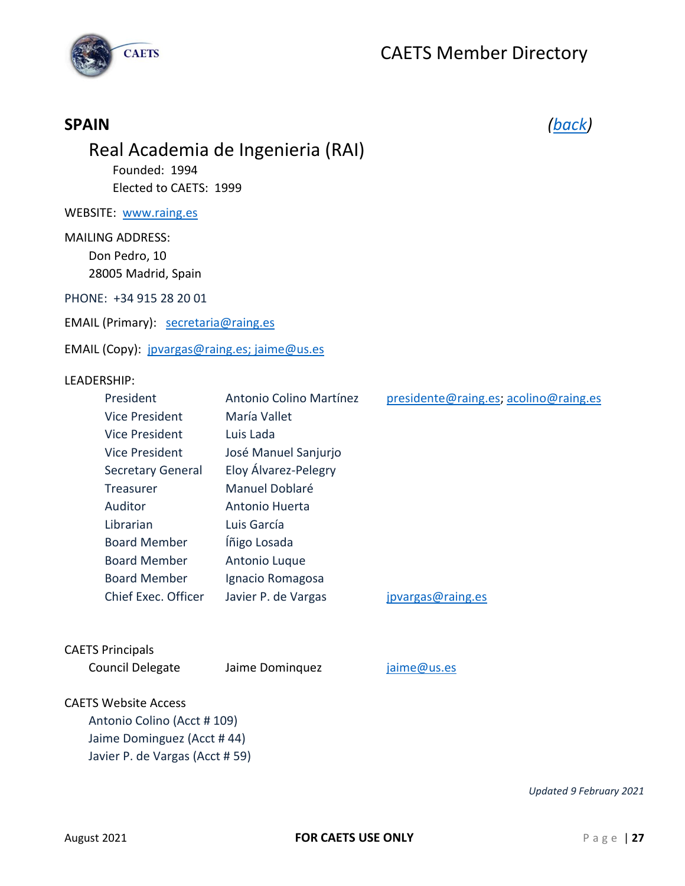## SPAIN

(back)

### Real Academia de Ingenieria (RAI)

Founded: 1994
Elected to CAETS: 1999

WEBSITE: www.raing.es

MAILING ADDRESS:
Don Pedro, 10
28005 Madrid, Spain

PHONE: +34 915 28 20 01

EMAIL (Primary): secretaria@raing.es

EMAIL (Copy): jpvargas@raing.es; jaime@us.es

LEADERSHIP:

| | | |
|---|---|---|
| President | Antonio Colino Martínez | presidente@raing.es; acolino@raing.es |
| Vice President | María Vallet | |
| Vice President | Luis Lada | |
| Vice President | José Manuel Sanjurjo | |
| Secretary General | Eloy Álvarez-Pelegry | |
| Treasurer | Manuel Doblaré | |
| Auditor | Antonio Huerta | |
| Librarian | Luis García | |
| Board Member | Íñigo Losada | |
| Board Member | Antonio Luque | |
| Board Member | Ignacio Romagosa | |
| Chief Exec. Officer | Javier P. de Vargas | jpvargas@raing.es |

CAETS Principals

| | | |
|---|---|---|
| Council Delegate | Jaime Dominquez | jaime@us.es |

CAETS Website Access

Antonio Colino (Acct # 109)
Jaime Dominguez (Acct # 44)
Javier P. de Vargas (Acct # 59)

*Updated 9 February 2021*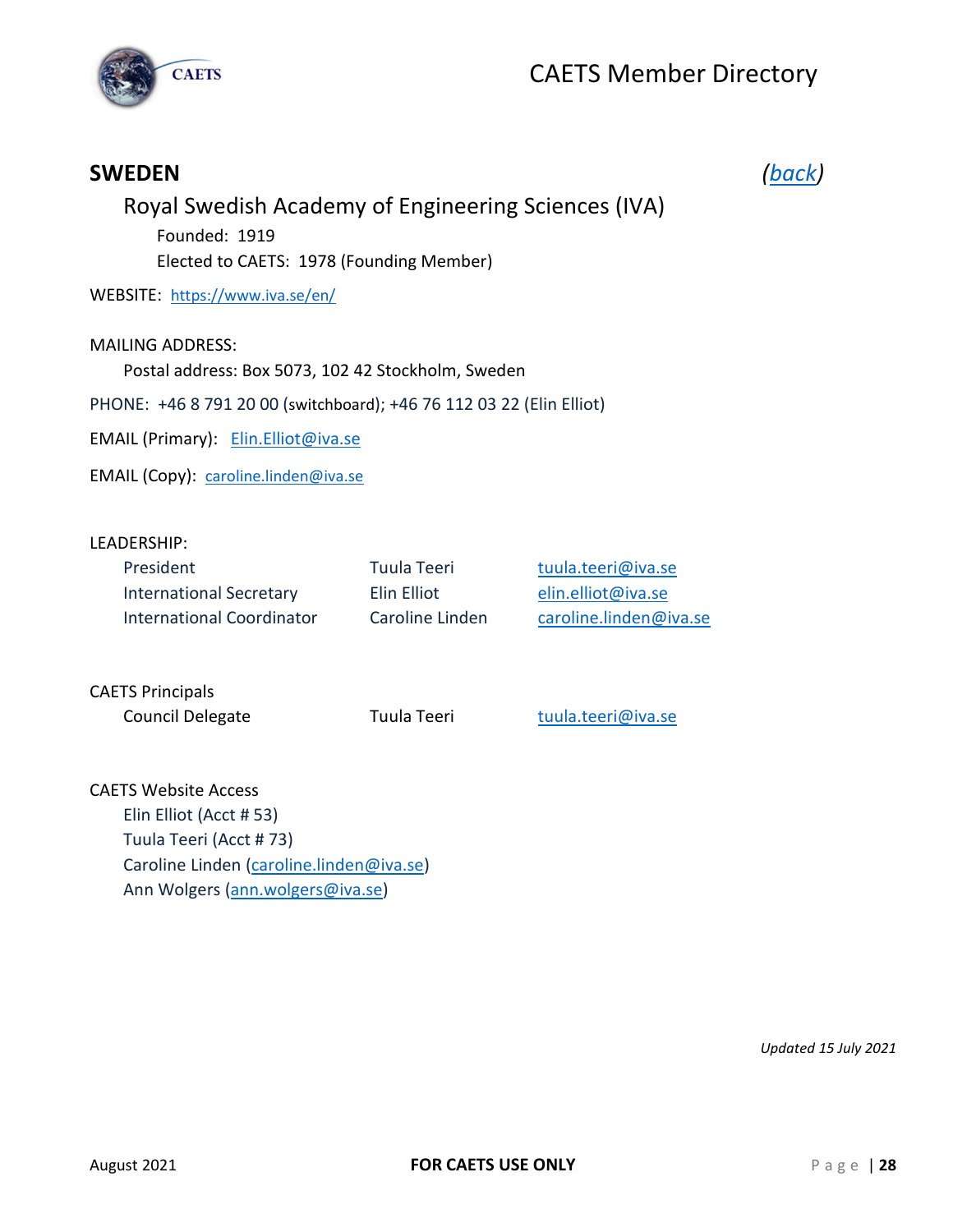## SWEDEN

*(back)*

### Royal Swedish Academy of Engineering Sciences (IVA)

Founded: 1919

Elected to CAETS: 1978 (Founding Member)

WEBSITE: https://www.iva.se/en/

MAILING ADDRESS:

Postal address: Box 5073, 102 42 Stockholm, Sweden

PHONE: +46 8 791 20 00 (switchboard); +46 76 112 03 22 (Elin Elliot)

EMAIL (Primary): Elin.Elliot@iva.se

EMAIL (Copy): caroline.linden@iva.se

LEADERSHIP:

| | | |
|---|---|---|
| President | Tuula Teeri | tuula.teeri@iva.se |
| International Secretary | Elin Elliot | elin.elliot@iva.se |
| International Coordinator | Caroline Linden | caroline.linden@iva.se |

CAETS Principals

| | | |
|---|---|---|
| Council Delegate | Tuula Teeri | tuula.teeri@iva.se |

CAETS Website Access

- Elin Elliot (Acct # 53)
- Tuula Teeri (Acct # 73)
- Caroline Linden (caroline.linden@iva.se)
- Ann Wolgers (ann.wolgers@iva.se)

*Updated 15 July 2021*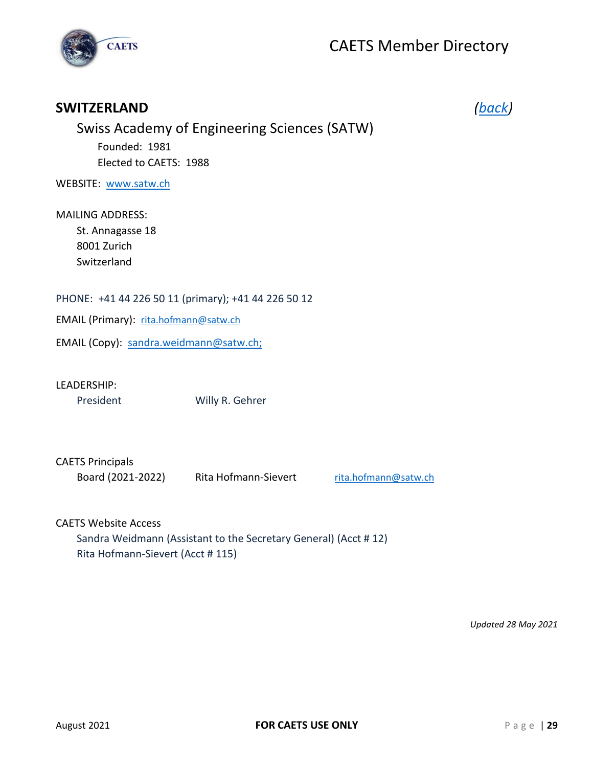## SWITZERLAND

(back)

### Swiss Academy of Engineering Sciences (SATW)

Founded: 1981

Elected to CAETS: 1988

WEBSITE: www.satw.ch

MAILING ADDRESS:

St. Annagasse 18
8001 Zurich
Switzerland

PHONE: +41 44 226 50 11 (primary); +41 44 226 50 12

EMAIL (Primary): rita.hofmann@satw.ch

EMAIL (Copy): sandra.weidmann@satw.ch;

LEADERSHIP:

| | |
|---|---|
| President | Willy R. Gehrer |

CAETS Principals

| | | |
|---|---|---|
| Board (2021-2022) | Rita Hofmann-Sievert | rita.hofmann@satw.ch |

CAETS Website Access

Sandra Weidmann (Assistant to the Secretary General) (Acct # 12)
Rita Hofmann-Sievert (Acct # 115)

*Updated 28 May 2021*

August 2021 FOR CAETS USE ONLY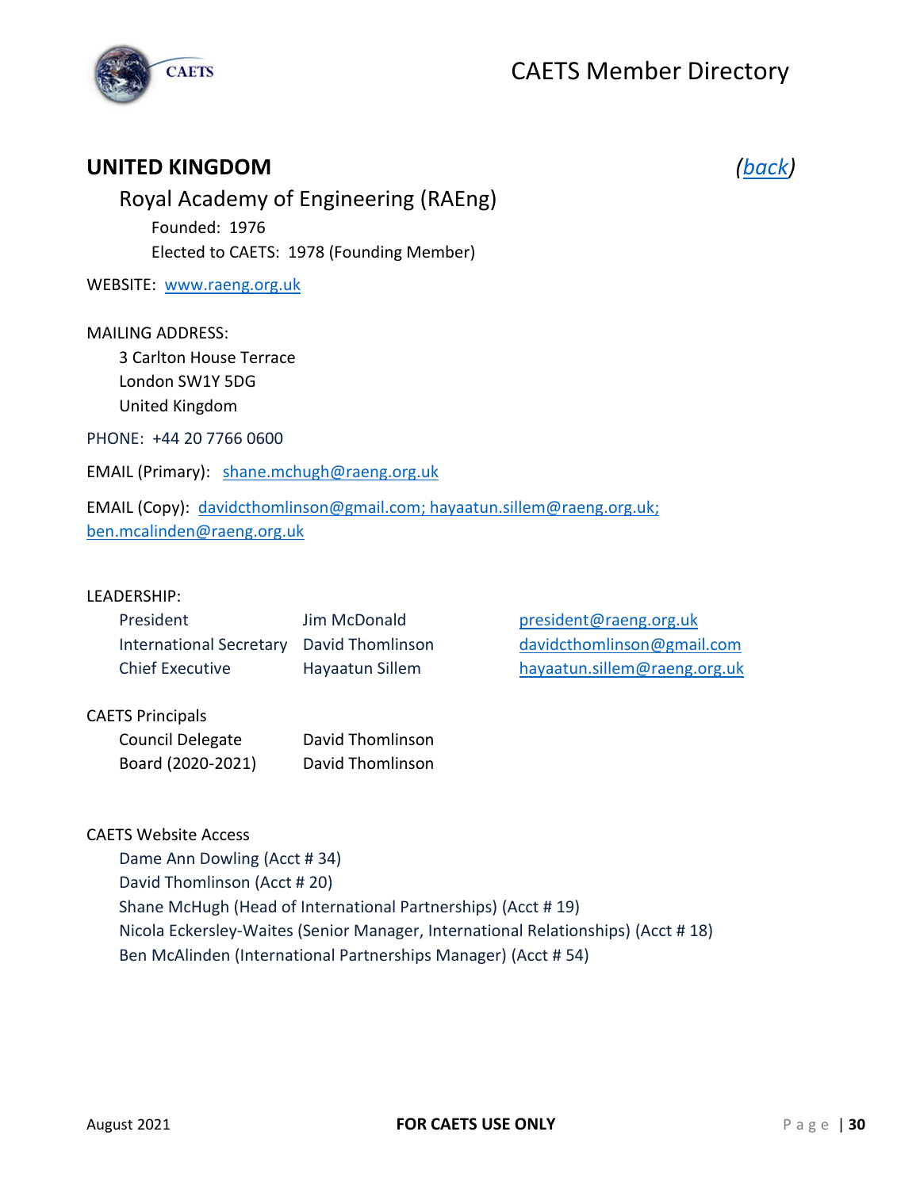## UNITED KINGDOM

*(back)*

### Royal Academy of Engineering (RAEng)

Founded: 1976

Elected to CAETS: 1978 (Founding Member)

WEBSITE: www.raeng.org.uk

MAILING ADDRESS:

3 Carlton House Terrace
London SW1Y 5DG
United Kingdom

PHONE: +44 20 7766 0600

EMAIL (Primary): shane.mchugh@raeng.org.uk

EMAIL (Copy): davidcthomlinson@gmail.com; hayaatun.sillem@raeng.org.uk; ben.mcalinden@raeng.org.uk

LEADERSHIP:

| | | |
|---|---|---|
| President | Jim McDonald | president@raeng.org.uk |
| International Secretary | David Thomlinson | davidcthomlinson@gmail.com |
| Chief Executive | Hayaatun Sillem | hayaatun.sillem@raeng.org.uk |

CAETS Principals

| | |
|---|---|
| Council Delegate | David Thomlinson |
| Board (2020-2021) | David Thomlinson |

CAETS Website Access

- Dame Ann Dowling (Acct # 34)
- David Thomlinson (Acct # 20)
- Shane McHugh (Head of International Partnerships) (Acct # 19)
- Nicola Eckersley-Waites (Senior Manager, International Relationships) (Acct # 18)
- Ben McAlinden (International Partnerships Manager) (Acct # 54)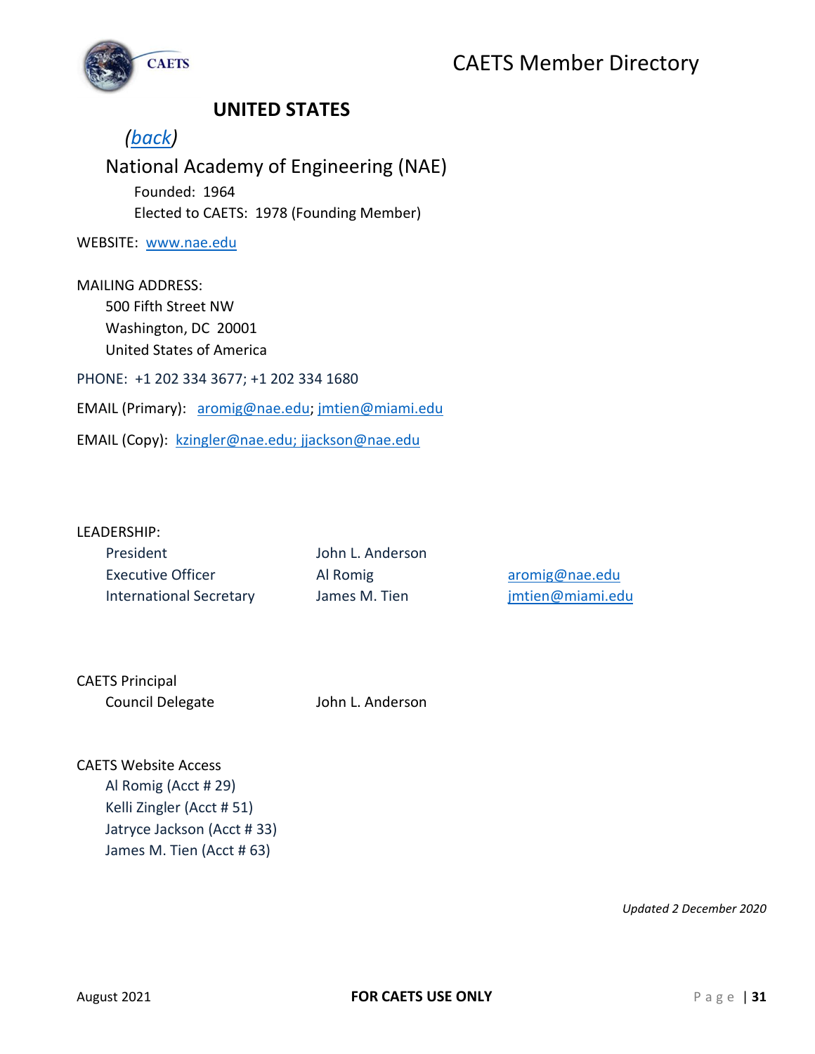## UNITED STATES

*(back)*

### National Academy of Engineering (NAE)

Founded: 1964

Elected to CAETS: 1978 (Founding Member)

WEBSITE: www.nae.edu

MAILING ADDRESS:

500 Fifth Street NW
Washington, DC 20001
United States of America

PHONE: +1 202 334 3677; +1 202 334 1680

EMAIL (Primary): aromig@nae.edu; jmtien@miami.edu

EMAIL (Copy): kzingler@nae.edu; jjackson@nae.edu

LEADERSHIP:

| | | |
|---|---|---|
| President | John L. Anderson | |
| Executive Officer | Al Romig | aromig@nae.edu |
| International Secretary | James M. Tien | jmtien@miami.edu |

CAETS Principal

Council Delegate — John L. Anderson

CAETS Website Access

- Al Romig (Acct # 29)
- Kelli Zingler (Acct # 51)
- Jatryce Jackson (Acct # 33)
- James M. Tien (Acct # 63)

*Updated 2 December 2020*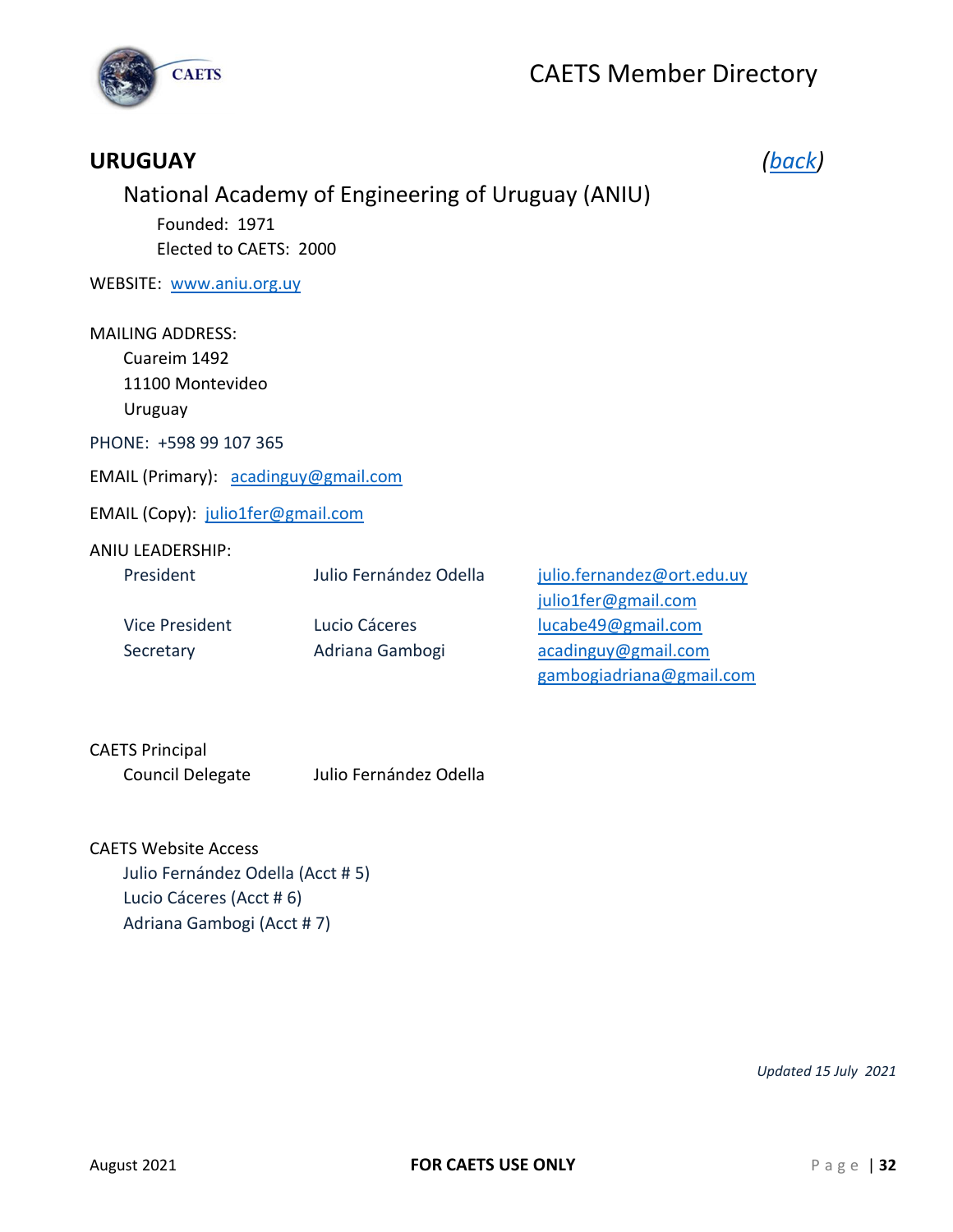## URUGUAY

*(back)*

### National Academy of Engineering of Uruguay (ANIU)

Founded: 1971
Elected to CAETS: 2000

WEBSITE: www.aniu.org.uy

MAILING ADDRESS:
Cuareim 1492
11100 Montevideo
Uruguay

PHONE: +598 99 107 365

EMAIL (Primary): acadinguy@gmail.com

EMAIL (Copy): julio1fer@gmail.com

ANIU LEADERSHIP:

| | | |
|---|---|---|
| President | Julio Fernández Odella | julio.fernandez@ort.edu.uy<br>julio1fer@gmail.com |
| Vice President | Lucio Cáceres | lucabe49@gmail.com |
| Secretary | Adriana Gambogi | acadinguy@gmail.com<br>gambogiadriana@gmail.com |

CAETS Principal
Council Delegate: Julio Fernández Odella

CAETS Website Access
Julio Fernández Odella (Acct # 5)
Lucio Cáceres (Acct # 6)
Adriana Gambogi (Acct # 7)

*Updated 15 July 2021*

August 2021 — FOR CAETS USE ONLY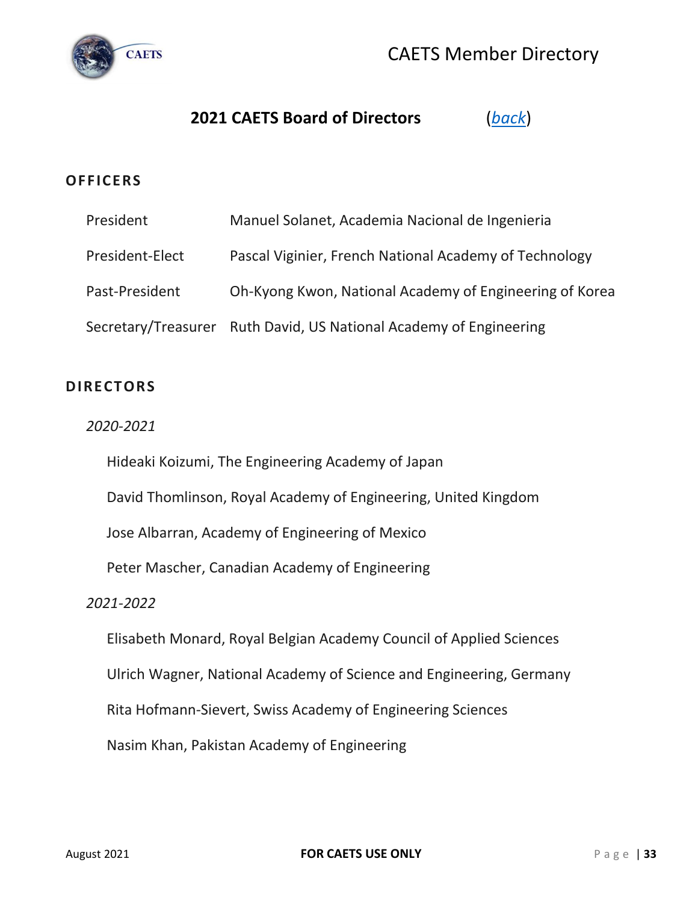## 2021 CAETS Board of Directors (*back*)

### OFFICERS

| | |
|---|---|
| President | Manuel Solanet, Academia Nacional de Ingenieria |
| President-Elect | Pascal Viginier, French National Academy of Technology |
| Past-President | Oh-Kyong Kwon, National Academy of Engineering of Korea |
| Secretary/Treasurer | Ruth David, US National Academy of Engineering |

### DIRECTORS

*2020-2021*

Hideaki Koizumi, The Engineering Academy of Japan

David Thomlinson, Royal Academy of Engineering, United Kingdom

Jose Albarran, Academy of Engineering of Mexico

Peter Mascher, Canadian Academy of Engineering

*2021-2022*

Elisabeth Monard, Royal Belgian Academy Council of Applied Sciences

Ulrich Wagner, National Academy of Science and Engineering, Germany

Rita Hofmann-Sievert, Swiss Academy of Engineering Sciences

Nasim Khan, Pakistan Academy of Engineering